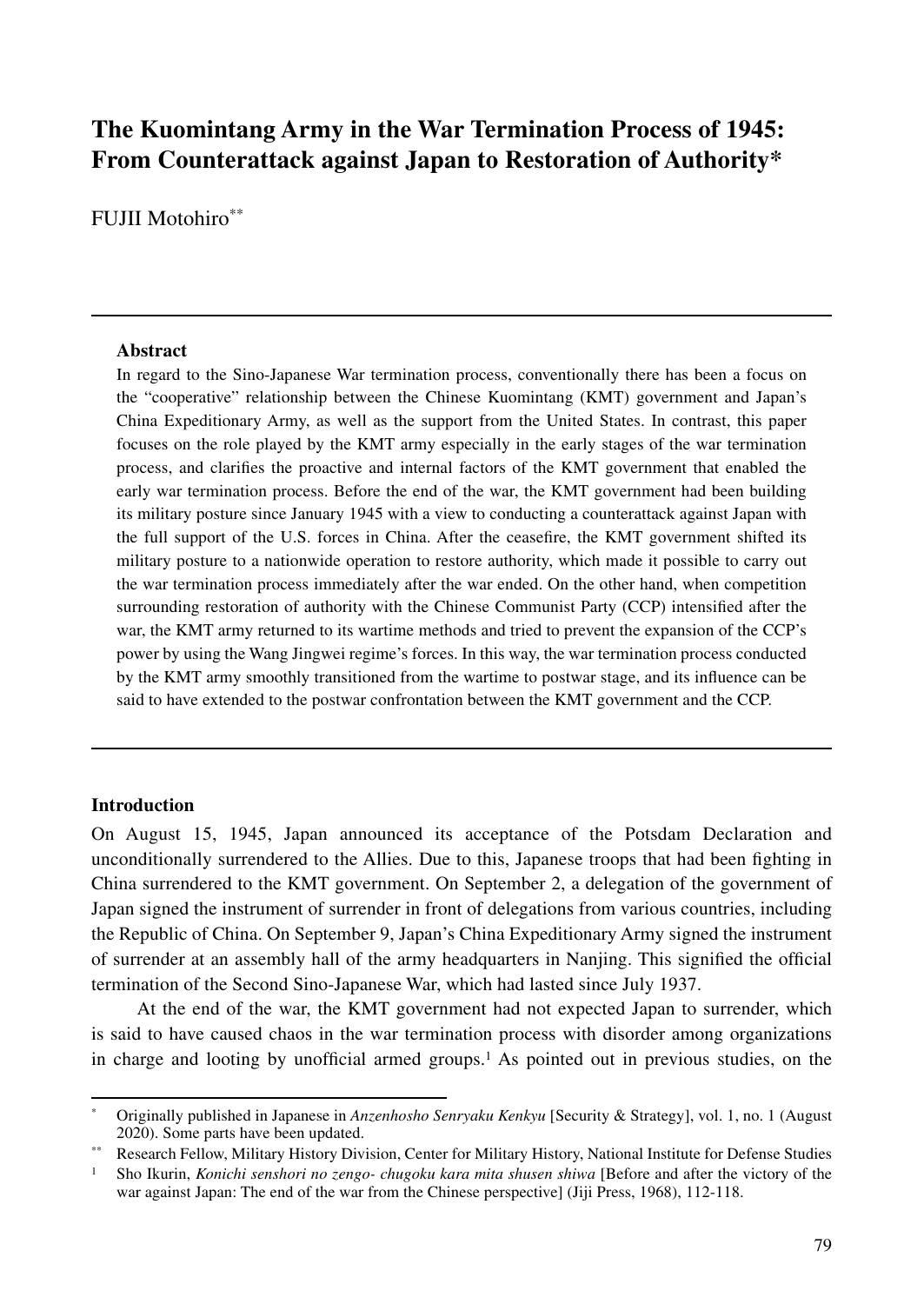# The Kuomintang Army in the War Termination Process of 1945: From Counterattack against Japan to Restoration of Authority*

FUJII Motohiro**

---

**Abstract**

In regard to the Sino-Japanese War termination process, conventionally there has been a focus on the "cooperative" relationship between the Chinese Kuomintang (KMT) government and Japan's China Expeditionary Army, as well as the support from the United States. In contrast, this paper focuses on the role played by the KMT army especially in the early stages of the war termination process, and clarifies the proactive and internal factors of the KMT government that enabled the early war termination process. Before the end of the war, the KMT government had been building its military posture since January 1945 with a view to conducting a counterattack against Japan with the full support of the U.S. forces in China. After the ceasefire, the KMT government shifted its military posture to a nationwide operation to restore authority, which made it possible to carry out the war termination process immediately after the war ended. On the other hand, when competition surrounding restoration of authority with the Chinese Communist Party (CCP) intensified after the war, the KMT army returned to its wartime methods and tried to prevent the expansion of the CCP's power by using the Wang Jingwei regime's forces. In this way, the war termination process conducted by the KMT army smoothly transitioned from the wartime to postwar stage, and its influence can be said to have extended to the postwar confrontation between the KMT government and the CCP.

---

## Introduction

On August 15, 1945, Japan announced its acceptance of the Potsdam Declaration and unconditionally surrendered to the Allies. Due to this, Japanese troops that had been fighting in China surrendered to the KMT government. On September 2, a delegation of the government of Japan signed the instrument of surrender in front of delegations from various countries, including the Republic of China. On September 9, Japan's China Expeditionary Army signed the instrument of surrender at an assembly hall of the army headquarters in Nanjing. This signified the official termination of the Second Sino-Japanese War, which had lasted since July 1937.

At the end of the war, the KMT government had not expected Japan to surrender, which is said to have caused chaos in the war termination process with disorder among organizations in charge and looting by unofficial armed groups.[1] As pointed out in previous studies, on the

---

\* Originally published in Japanese in *Anzenhosho Senryaku Kenkyu* [Security & Strategy], vol. 1, no. 1 (August 2020). Some parts have been updated.

\*\* Research Fellow, Military History Division, Center for Military History, National Institute for Defense Studies

[1] Sho Ikurin, *Konichi senshori no zengo- chugoku kara mita shusen shiwa* [Before and after the victory of the war against Japan: The end of the war from the Chinese perspective] (Jiji Press, 1968), 112-118.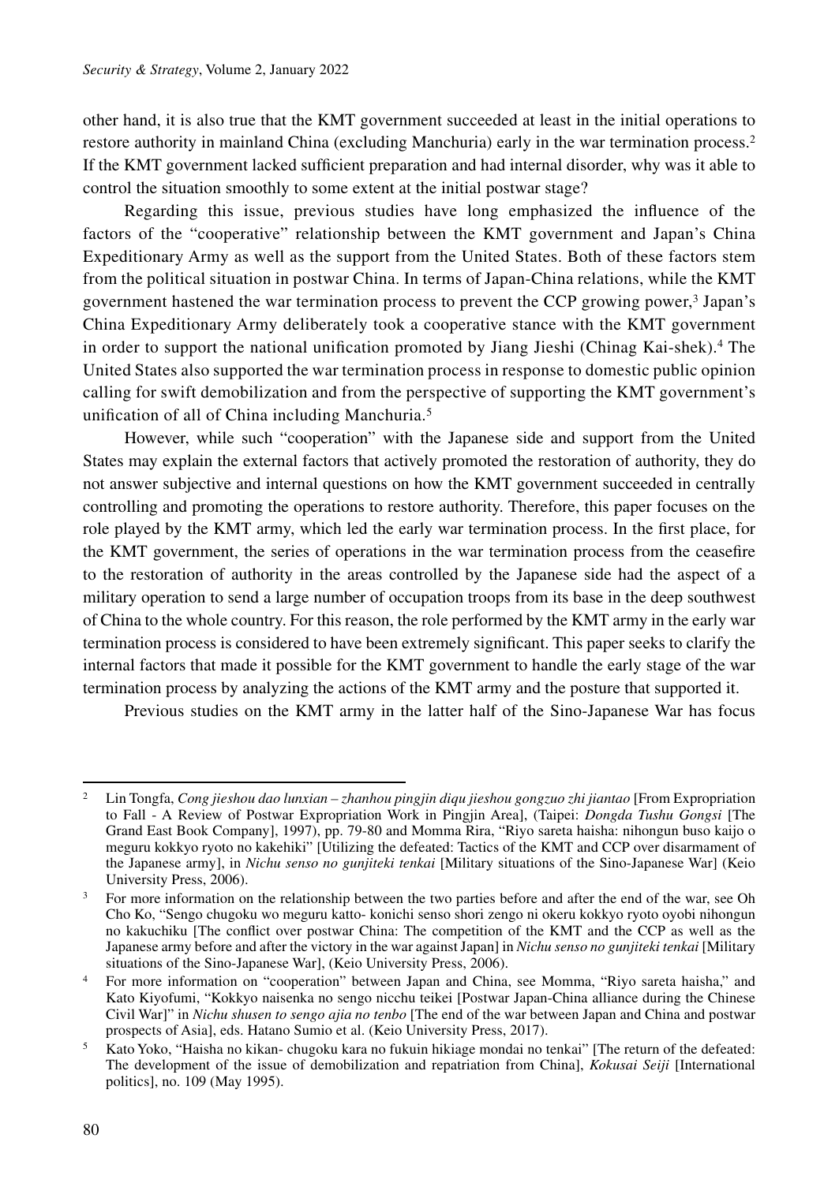other hand, it is also true that the KMT government succeeded at least in the initial operations to restore authority in mainland China (excluding Manchuria) early in the war termination process.[2] If the KMT government lacked sufficient preparation and had internal disorder, why was it able to control the situation smoothly to some extent at the initial postwar stage?

Regarding this issue, previous studies have long emphasized the influence of the factors of the "cooperative" relationship between the KMT government and Japan's China Expeditionary Army as well as the support from the United States. Both of these factors stem from the political situation in postwar China. In terms of Japan-China relations, while the KMT government hastened the war termination process to prevent the CCP growing power,[3] Japan's China Expeditionary Army deliberately took a cooperative stance with the KMT government in order to support the national unification promoted by Jiang Jieshi (Chinag Kai-shek).[4] The United States also supported the war termination process in response to domestic public opinion calling for swift demobilization and from the perspective of supporting the KMT government's unification of all of China including Manchuria.[5]

However, while such "cooperation" with the Japanese side and support from the United States may explain the external factors that actively promoted the restoration of authority, they do not answer subjective and internal questions on how the KMT government succeeded in centrally controlling and promoting the operations to restore authority. Therefore, this paper focuses on the role played by the KMT army, which led the early war termination process. In the first place, for the KMT government, the series of operations in the war termination process from the ceasefire to the restoration of authority in the areas controlled by the Japanese side had the aspect of a military operation to send a large number of occupation troops from its base in the deep southwest of China to the whole country. For this reason, the role performed by the KMT army in the early war termination process is considered to have been extremely significant. This paper seeks to clarify the internal factors that made it possible for the KMT government to handle the early stage of the war termination process by analyzing the actions of the KMT army and the posture that supported it.

Previous studies on the KMT army in the latter half of the Sino-Japanese War has focus

---

[2] Lin Tongfa, *Cong jieshou dao lunxian – zhanhou pingjin diqu jieshou gongzuo zhi jiantao* [From Expropriation to Fall - A Review of Postwar Expropriation Work in Pingjin Area], (Taipei: *Dongda Tushu Gongsi* [The Grand East Book Company], 1997), pp. 79-80 and Momma Rira, "Riyo sareta haisha: nihongun buso kaijo o meguru kokkyo ryoto no kakehiki" [Utilizing the defeated: Tactics of the KMT and CCP over disarmament of the Japanese army], in *Nichu senso no gunjiteki tenkai* [Military situations of the Sino-Japanese War] (Keio University Press, 2006).

[3] For more information on the relationship between the two parties before and after the end of the war, see Oh Cho Ko, "Sengo chugoku wo meguru katto- konichi senso shori zengo ni okeru kokkyo ryoto oyobi nihongun no kakuchiku [The conflict over postwar China: The competition of the KMT and the CCP as well as the Japanese army before and after the victory in the war against Japan] in *Nichu senso no gunjiteki tenkai* [Military situations of the Sino-Japanese War], (Keio University Press, 2006).

[4] For more information on "cooperation" between Japan and China, see Momma, "Riyo sareta haisha," and Kato Kiyofumi, "Kokkyo naisenka no sengo nicchu teikei [Postwar Japan-China alliance during the Chinese Civil War]" in *Nichu shusen to sengo ajia no tenbo* [The end of the war between Japan and China and postwar prospects of Asia], eds. Hatano Sumio et al. (Keio University Press, 2017).

[5] Kato Yoko, "Haisha no kikan- chugoku kara no fukuin hikiage mondai no tenkai" [The return of the defeated: The development of the issue of demobilization and repatriation from China], *Kokusai Seiji* [International politics], no. 109 (May 1995).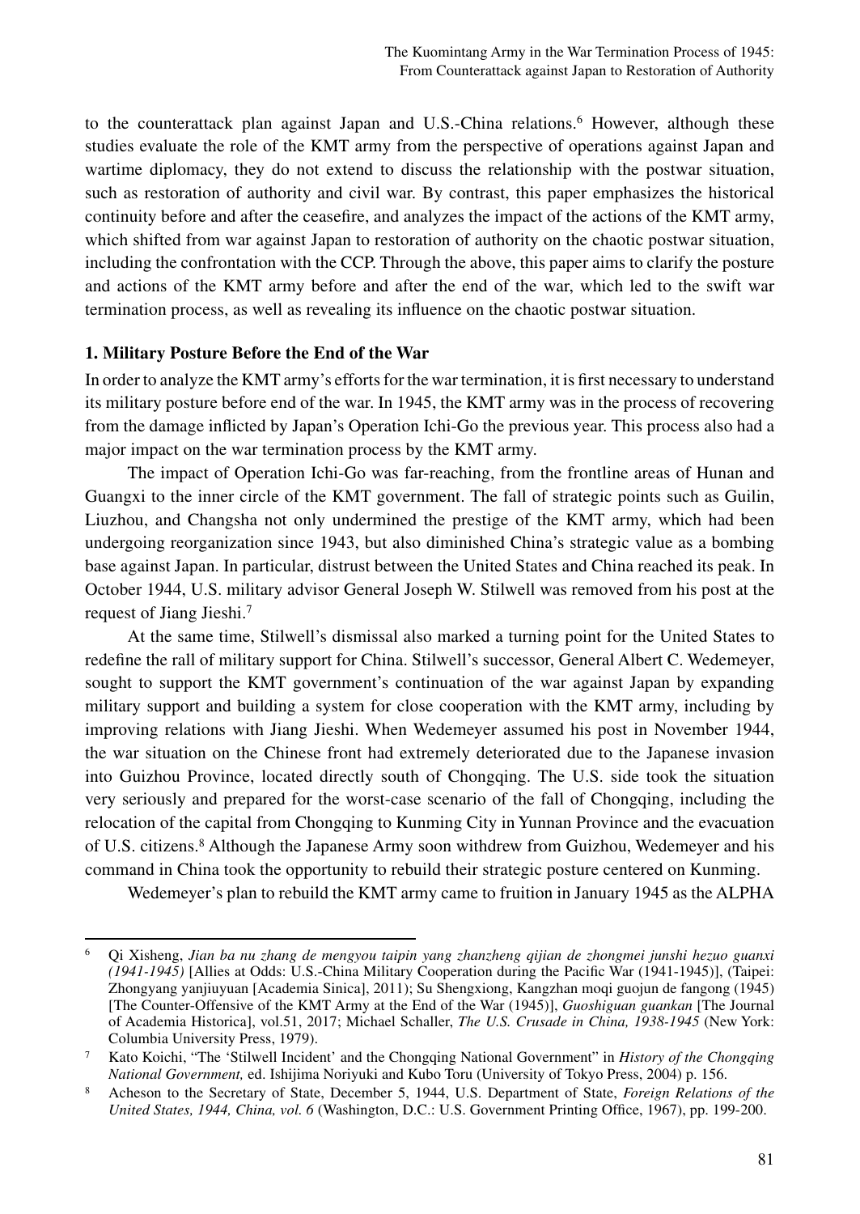to the counterattack plan against Japan and U.S.-China relations.[6] However, although these studies evaluate the role of the KMT army from the perspective of operations against Japan and wartime diplomacy, they do not extend to discuss the relationship with the postwar situation, such as restoration of authority and civil war. By contrast, this paper emphasizes the historical continuity before and after the ceasefire, and analyzes the impact of the actions of the KMT army, which shifted from war against Japan to restoration of authority on the chaotic postwar situation, including the confrontation with the CCP. Through the above, this paper aims to clarify the posture and actions of the KMT army before and after the end of the war, which led to the swift war termination process, as well as revealing its influence on the chaotic postwar situation.

## 1. Military Posture Before the End of the War

In order to analyze the KMT army's efforts for the war termination, it is first necessary to understand its military posture before end of the war. In 1945, the KMT army was in the process of recovering from the damage inflicted by Japan's Operation Ichi-Go the previous year. This process also had a major impact on the war termination process by the KMT army.

The impact of Operation Ichi-Go was far-reaching, from the frontline areas of Hunan and Guangxi to the inner circle of the KMT government. The fall of strategic points such as Guilin, Liuzhou, and Changsha not only undermined the prestige of the KMT army, which had been undergoing reorganization since 1943, but also diminished China's strategic value as a bombing base against Japan. In particular, distrust between the United States and China reached its peak. In October 1944, U.S. military advisor General Joseph W. Stilwell was removed from his post at the request of Jiang Jieshi.[7]

At the same time, Stilwell's dismissal also marked a turning point for the United States to redefine the rall of military support for China. Stilwell's successor, General Albert C. Wedemeyer, sought to support the KMT government's continuation of the war against Japan by expanding military support and building a system for close cooperation with the KMT army, including by improving relations with Jiang Jieshi. When Wedemeyer assumed his post in November 1944, the war situation on the Chinese front had extremely deteriorated due to the Japanese invasion into Guizhou Province, located directly south of Chongqing. The U.S. side took the situation very seriously and prepared for the worst-case scenario of the fall of Chongqing, including the relocation of the capital from Chongqing to Kunming City in Yunnan Province and the evacuation of U.S. citizens.[8] Although the Japanese Army soon withdrew from Guizhou, Wedemeyer and his command in China took the opportunity to rebuild their strategic posture centered on Kunming.

Wedemeyer's plan to rebuild the KMT army came to fruition in January 1945 as the ALPHA

---

[6] Qi Xisheng, *Jian ba nu zhang de mengyou taipin yang zhanzheng qijian de zhongmei junshi hezuo guanxi (1941-1945)* [Allies at Odds: U.S.-China Military Cooperation during the Pacific War (1941-1945)], (Taipei: Zhongyang yanjiuyuan [Academia Sinica], 2011); Su Shengxiong, Kangzhan moqi guojun de fangong (1945) [The Counter-Offensive of the KMT Army at the End of the War (1945)], *Guoshiguan guankan* [The Journal of Academia Historica], vol.51, 2017; Michael Schaller, *The U.S. Crusade in China, 1938-1945* (New York: Columbia University Press, 1979).

[7] Kato Koichi, "The 'Stilwell Incident' and the Chongqing National Government" in *History of the Chongqing National Government,* ed. Ishijima Noriyuki and Kubo Toru (University of Tokyo Press, 2004) p. 156.

[8] Acheson to the Secretary of State, December 5, 1944, U.S. Department of State, *Foreign Relations of the United States, 1944, China, vol. 6* (Washington, D.C.: U.S. Government Printing Office, 1967), pp. 199-200.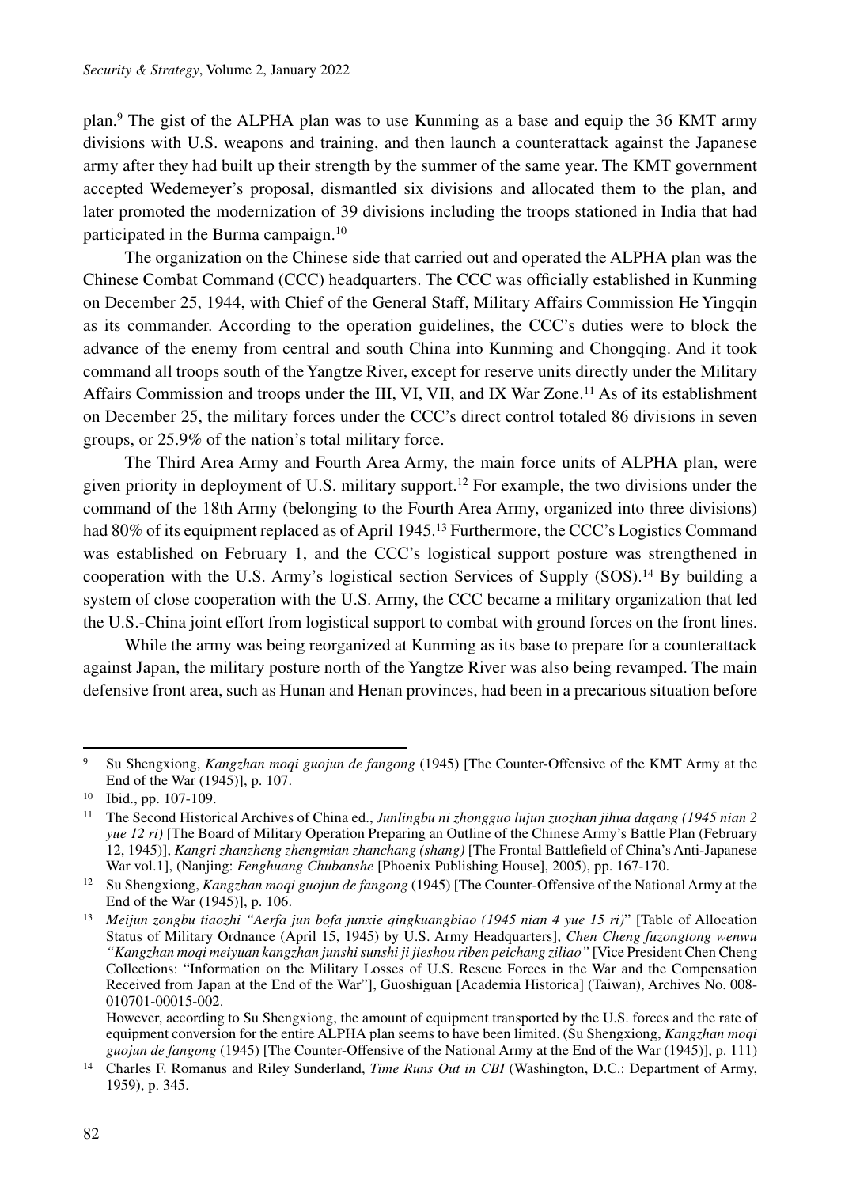plan.[9] The gist of the ALPHA plan was to use Kunming as a base and equip the 36 KMT army divisions with U.S. weapons and training, and then launch a counterattack against the Japanese army after they had built up their strength by the summer of the same year. The KMT government accepted Wedemeyer's proposal, dismantled six divisions and allocated them to the plan, and later promoted the modernization of 39 divisions including the troops stationed in India that had participated in the Burma campaign.[10]

The organization on the Chinese side that carried out and operated the ALPHA plan was the Chinese Combat Command (CCC) headquarters. The CCC was officially established in Kunming on December 25, 1944, with Chief of the General Staff, Military Affairs Commission He Yingqin as its commander. According to the operation guidelines, the CCC's duties were to block the advance of the enemy from central and south China into Kunming and Chongqing. And it took command all troops south of the Yangtze River, except for reserve units directly under the Military Affairs Commission and troops under the III, VI, VII, and IX War Zone.[11] As of its establishment on December 25, the military forces under the CCC's direct control totaled 86 divisions in seven groups, or 25.9% of the nation's total military force.

The Third Area Army and Fourth Area Army, the main force units of ALPHA plan, were given priority in deployment of U.S. military support.[12] For example, the two divisions under the command of the 18th Army (belonging to the Fourth Area Army, organized into three divisions) had 80% of its equipment replaced as of April 1945.[13] Furthermore, the CCC's Logistics Command was established on February 1, and the CCC's logistical support posture was strengthened in cooperation with the U.S. Army's logistical section Services of Supply (SOS).[14] By building a system of close cooperation with the U.S. Army, the CCC became a military organization that led the U.S.-China joint effort from logistical support to combat with ground forces on the front lines.

While the army was being reorganized at Kunming as its base to prepare for a counterattack against Japan, the military posture north of the Yangtze River was also being revamped. The main defensive front area, such as Hunan and Henan provinces, had been in a precarious situation before

---

[9] Su Shengxiong, *Kangzhan moqi guojun de fangong* (1945) [The Counter-Offensive of the KMT Army at the End of the War (1945)], p. 107.

[10] Ibid., pp. 107-109.

[11] The Second Historical Archives of China ed., *Junlingbu ni zhongguo lujun zuozhan jihua dagang (1945 nian 2 yue 12 ri)* [The Board of Military Operation Preparing an Outline of the Chinese Army's Battle Plan (February 12, 1945)], *Kangri zhanzheng zhengmian zhanchang (shang)* [The Frontal Battlefield of China's Anti-Japanese War vol.1], (Nanjing: *Fenghuang Chubanshe* [Phoenix Publishing House], 2005), pp. 167-170.

[12] Su Shengxiong, *Kangzhan moqi guojun de fangong* (1945) [The Counter-Offensive of the National Army at the End of the War (1945)], p. 106.

[13] *Meijun zongbu tiaozhi "Aerfa jun bofa junxie qingkuangbiao (1945 nian 4 yue 15 ri)*" [Table of Allocation Status of Military Ordnance (April 15, 1945) by U.S. Army Headquarters], *Chen Cheng fuzongtong wenwu "Kangzhan moqi meiyuan kangzhan junshi sunshi ji jieshou riben peichang ziliao"* [Vice President Chen Cheng Collections: "Information on the Military Losses of U.S. Rescue Forces in the War and the Compensation Received from Japan at the End of the War"], Guoshiguan [Academia Historica] (Taiwan), Archives No. 008-010701-00015-002.
However, according to Su Shengxiong, the amount of equipment transported by the U.S. forces and the rate of equipment conversion for the entire ALPHA plan seems to have been limited. (Su Shengxiong, *Kangzhan moqi guojun de fangong* (1945) [The Counter-Offensive of the National Army at the End of the War (1945)], p. 111)

[14] Charles F. Romanus and Riley Sunderland, *Time Runs Out in CBI* (Washington, D.C.: Department of Army, 1959), p. 345.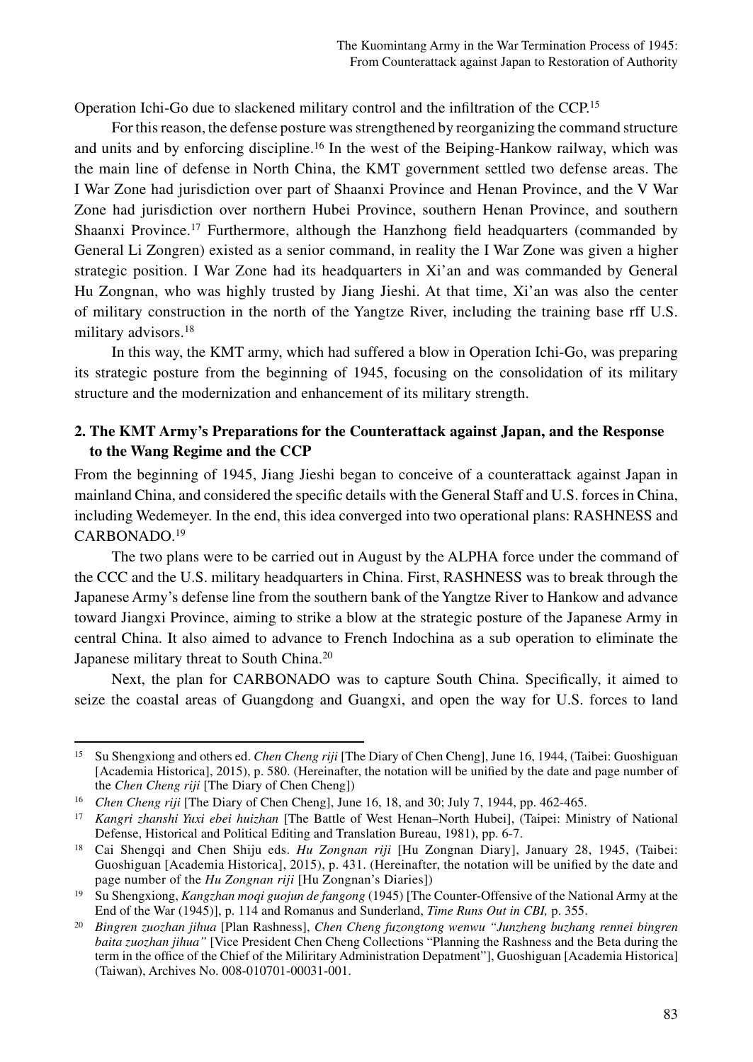Operation Ichi-Go due to slackened military control and the infiltration of the CCP.[15]

For this reason, the defense posture was strengthened by reorganizing the command structure and units and by enforcing discipline.[16] In the west of the Beiping-Hankow railway, which was the main line of defense in North China, the KMT government settled two defense areas. The I War Zone had jurisdiction over part of Shaanxi Province and Henan Province, and the V War Zone had jurisdiction over northern Hubei Province, southern Henan Province, and southern Shaanxi Province.[17] Furthermore, although the Hanzhong field headquarters (commanded by General Li Zongren) existed as a senior command, in reality the I War Zone was given a higher strategic position. I War Zone had its headquarters in Xi'an and was commanded by General Hu Zongnan, who was highly trusted by Jiang Jieshi. At that time, Xi'an was also the center of military construction in the north of the Yangtze River, including the training base rff U.S. military advisors.[18]

In this way, the KMT army, which had suffered a blow in Operation Ichi-Go, was preparing its strategic posture from the beginning of 1945, focusing on the consolidation of its military structure and the modernization and enhancement of its military strength.

## 2. The KMT Army's Preparations for the Counterattack against Japan, and the Response to the Wang Regime and the CCP

From the beginning of 1945, Jiang Jieshi began to conceive of a counterattack against Japan in mainland China, and considered the specific details with the General Staff and U.S. forces in China, including Wedemeyer. In the end, this idea converged into two operational plans: RASHNESS and CARBONADO.[19]

The two plans were to be carried out in August by the ALPHA force under the command of the CCC and the U.S. military headquarters in China. First, RASHNESS was to break through the Japanese Army's defense line from the southern bank of the Yangtze River to Hankow and advance toward Jiangxi Province, aiming to strike a blow at the strategic posture of the Japanese Army in central China. It also aimed to advance to French Indochina as a sub operation to eliminate the Japanese military threat to South China.[20]

Next, the plan for CARBONADO was to capture South China. Specifically, it aimed to seize the coastal areas of Guangdong and Guangxi, and open the way for U.S. forces to land

---

[15] Su Shengxiong and others ed. *Chen Cheng riji* [The Diary of Chen Cheng], June 16, 1944, (Taibei: Guoshiguan [Academia Historica], 2015), p. 580. (Hereinafter, the notation will be unified by the date and page number of the *Chen Cheng riji* [The Diary of Chen Cheng])

[16] *Chen Cheng riji* [The Diary of Chen Cheng], June 16, 18, and 30; July 7, 1944, pp. 462-465.

[17] *Kangri zhanshi Yuxi ebei huizhan* [The Battle of West Henan–North Hubei], (Taipei: Ministry of National Defense, Historical and Political Editing and Translation Bureau, 1981), pp. 6-7.

[18] Cai Shengqi and Chen Shiju eds. *Hu Zongnan riji* [Hu Zongnan Diary], January 28, 1945, (Taibei: Guoshiguan [Academia Historica], 2015), p. 431. (Hereinafter, the notation will be unified by the date and page number of the *Hu Zongnan riji* [Hu Zongnan's Diaries])

[19] Su Shengxiong, *Kangzhan moqi guojun de fangong* (1945) [The Counter-Offensive of the National Army at the End of the War (1945)], p. 114 and Romanus and Sunderland, *Time Runs Out in CBI,* p. 355.

[20] *Bingren zuozhan jihua* [Plan Rashness], *Chen Cheng fuzongtong wenwu "Junzheng buzhang rennei bingren baita zuozhan jihua"* [Vice President Chen Cheng Collections "Planning the Rashness and the Beta during the term in the office of the Chief of the Miliritary Administration Depatment"], Guoshiguan [Academia Historica] (Taiwan), Archives No. 008-010701-00031-001.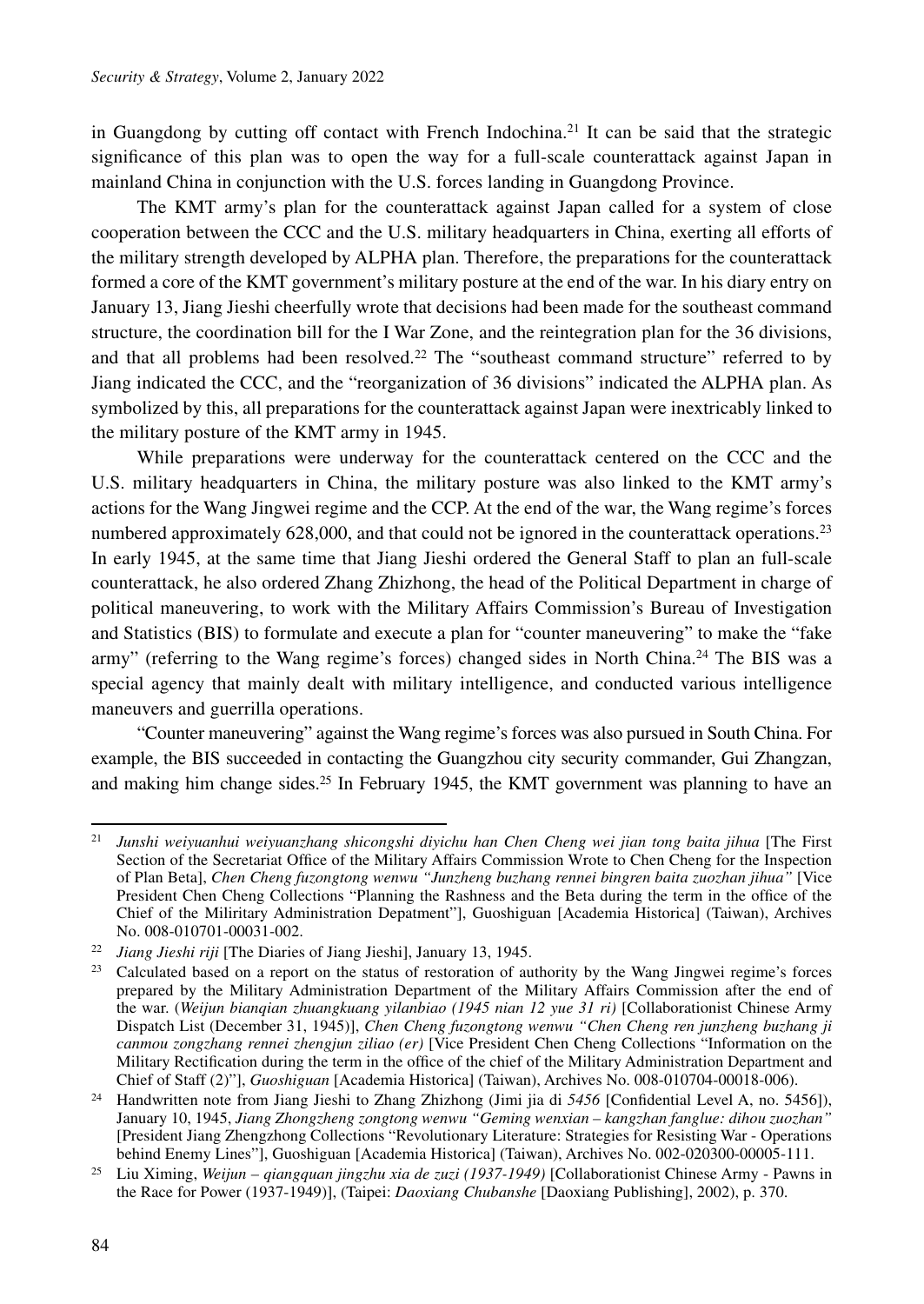in Guangdong by cutting off contact with French Indochina.[21] It can be said that the strategic significance of this plan was to open the way for a full-scale counterattack against Japan in mainland China in conjunction with the U.S. forces landing in Guangdong Province.

The KMT army's plan for the counterattack against Japan called for a system of close cooperation between the CCC and the U.S. military headquarters in China, exerting all efforts of the military strength developed by ALPHA plan. Therefore, the preparations for the counterattack formed a core of the KMT government's military posture at the end of the war. In his diary entry on January 13, Jiang Jieshi cheerfully wrote that decisions had been made for the southeast command structure, the coordination bill for the I War Zone, and the reintegration plan for the 36 divisions, and that all problems had been resolved.[22] The "southeast command structure" referred to by Jiang indicated the CCC, and the "reorganization of 36 divisions" indicated the ALPHA plan. As symbolized by this, all preparations for the counterattack against Japan were inextricably linked to the military posture of the KMT army in 1945.

While preparations were underway for the counterattack centered on the CCC and the U.S. military headquarters in China, the military posture was also linked to the KMT army's actions for the Wang Jingwei regime and the CCP. At the end of the war, the Wang regime's forces numbered approximately 628,000, and that could not be ignored in the counterattack operations.[23] In early 1945, at the same time that Jiang Jieshi ordered the General Staff to plan an full-scale counterattack, he also ordered Zhang Zhizhong, the head of the Political Department in charge of political maneuvering, to work with the Military Affairs Commission's Bureau of Investigation and Statistics (BIS) to formulate and execute a plan for "counter maneuvering" to make the "fake army" (referring to the Wang regime's forces) changed sides in North China.[24] The BIS was a special agency that mainly dealt with military intelligence, and conducted various intelligence maneuvers and guerrilla operations.

"Counter maneuvering" against the Wang regime's forces was also pursued in South China. For example, the BIS succeeded in contacting the Guangzhou city security commander, Gui Zhangzan, and making him change sides.[25] In February 1945, the KMT government was planning to have an

---

[21] *Junshi weiyuanhui weiyuanzhang shicongshi diyichu han Chen Cheng wei jian tong baita jihua* [The First Section of the Secretariat Office of the Military Affairs Commission Wrote to Chen Cheng for the Inspection of Plan Beta], *Chen Cheng fuzongtong wenwu "Junzheng buzhang rennei bingren baita zuozhan jihua"* [Vice President Chen Cheng Collections "Planning the Rashness and the Beta during the term in the office of the Chief of the Miliritary Administration Depatment"], Guoshiguan [Academia Historica] (Taiwan), Archives No. 008-010701-00031-002.

[22] *Jiang Jieshi riji* [The Diaries of Jiang Jieshi], January 13, 1945.

[23] Calculated based on a report on the status of restoration of authority by the Wang Jingwei regime's forces prepared by the Military Administration Department of the Military Affairs Commission after the end of the war. (*Weijun bianqian zhuangkuang yilanbiao (1945 nian 12 yue 31 ri)* [Collaborationist Chinese Army Dispatch List (December 31, 1945)], *Chen Cheng fuzongtong wenwu "Chen Cheng ren junzheng buzhang ji canmou zongzhang rennei zhengjun ziliao (er)* [Vice President Chen Cheng Collections "Information on the Military Rectification during the term in the office of the chief of the Military Administration Department and Chief of Staff (2)"], *Guoshiguan* [Academia Historica] (Taiwan), Archives No. 008-010704-00018-006).

[24] Handwritten note from Jiang Jieshi to Zhang Zhizhong (Jimi jia di *5456* [Confidential Level A, no. 5456]), January 10, 1945, *Jiang Zhongzheng zongtong wenwu "Geming wenxian – kangzhan fanglue: dihou zuozhan"* [President Jiang Zhengzhong Collections "Revolutionary Literature: Strategies for Resisting War - Operations behind Enemy Lines"], Guoshiguan [Academia Historica] (Taiwan), Archives No. 002-020300-00005-111.

[25] Liu Ximing, *Weijun – qiangquan jingzhu xia de zuzi (1937-1949)* [Collaborationist Chinese Army - Pawns in the Race for Power (1937-1949)], (Taipei: *Daoxiang Chubanshe* [Daoxiang Publishing], 2002), p. 370.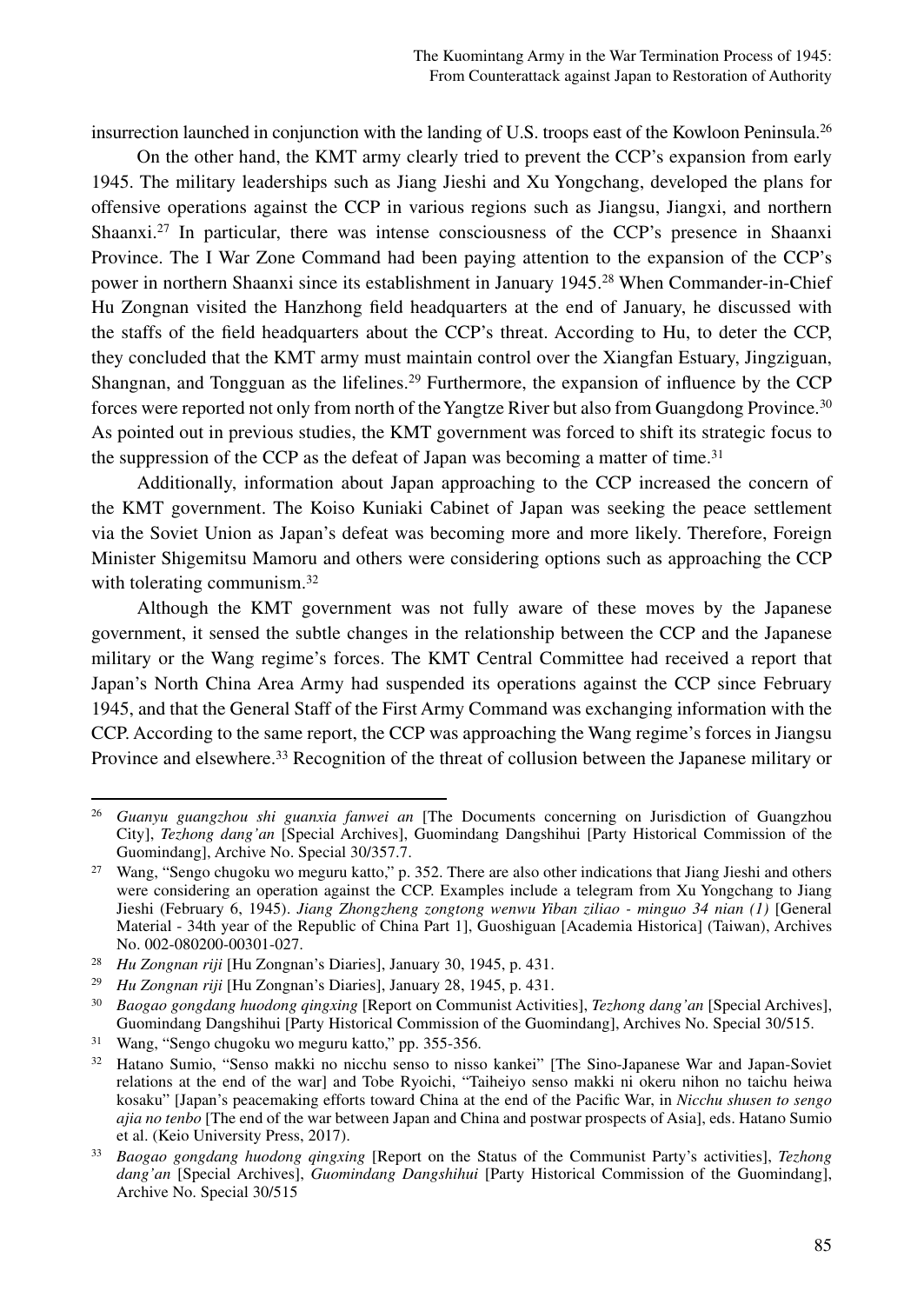insurrection launched in conjunction with the landing of U.S. troops east of the Kowloon Peninsula.[26]

On the other hand, the KMT army clearly tried to prevent the CCP's expansion from early 1945. The military leaderships such as Jiang Jieshi and Xu Yongchang, developed the plans for offensive operations against the CCP in various regions such as Jiangsu, Jiangxi, and northern Shaanxi.[27] In particular, there was intense consciousness of the CCP's presence in Shaanxi Province. The I War Zone Command had been paying attention to the expansion of the CCP's power in northern Shaanxi since its establishment in January 1945.[28] When Commander-in-Chief Hu Zongnan visited the Hanzhong field headquarters at the end of January, he discussed with the staffs of the field headquarters about the CCP's threat. According to Hu, to deter the CCP, they concluded that the KMT army must maintain control over the Xiangfan Estuary, Jingziguan, Shangnan, and Tongguan as the lifelines.[29] Furthermore, the expansion of influence by the CCP forces were reported not only from north of the Yangtze River but also from Guangdong Province.[30] As pointed out in previous studies, the KMT government was forced to shift its strategic focus to the suppression of the CCP as the defeat of Japan was becoming a matter of time.[31]

Additionally, information about Japan approaching to the CCP increased the concern of the KMT government. The Koiso Kuniaki Cabinet of Japan was seeking the peace settlement via the Soviet Union as Japan's defeat was becoming more and more likely. Therefore, Foreign Minister Shigemitsu Mamoru and others were considering options such as approaching the CCP with tolerating communism.[32]

Although the KMT government was not fully aware of these moves by the Japanese government, it sensed the subtle changes in the relationship between the CCP and the Japanese military or the Wang regime's forces. The KMT Central Committee had received a report that Japan's North China Area Army had suspended its operations against the CCP since February 1945, and that the General Staff of the First Army Command was exchanging information with the CCP. According to the same report, the CCP was approaching the Wang regime's forces in Jiangsu Province and elsewhere.[33] Recognition of the threat of collusion between the Japanese military or

---

[26] *Guanyu guangzhou shi guanxia fanwei an* [The Documents concerning on Jurisdiction of Guangzhou City], *Tezhong dang'an* [Special Archives], Guomindang Dangshihui [Party Historical Commission of the Guomindang], Archive No. Special 30/357.7.

[27] Wang, "Sengo chugoku wo meguru katto," p. 352. There are also other indications that Jiang Jieshi and others were considering an operation against the CCP. Examples include a telegram from Xu Yongchang to Jiang Jieshi (February 6, 1945). *Jiang Zhongzheng zongtong wenwu Yiban ziliao - minguo 34 nian (1)* [General Material - 34th year of the Republic of China Part 1], Guoshiguan [Academia Historica] (Taiwan), Archives No. 002-080200-00301-027.

[28] *Hu Zongnan riji* [Hu Zongnan's Diaries], January 30, 1945, p. 431.

[29] *Hu Zongnan riji* [Hu Zongnan's Diaries], January 28, 1945, p. 431.

[30] *Baogao gongdang huodong qingxing* [Report on Communist Activities], *Tezhong dang'an* [Special Archives], Guomindang Dangshihui [Party Historical Commission of the Guomindang], Archives No. Special 30/515.

[31] Wang, "Sengo chugoku wo meguru katto," pp. 355-356.

[32] Hatano Sumio, "Senso makki no nicchu senso to nisso kankei" [The Sino-Japanese War and Japan-Soviet relations at the end of the war] and Tobe Ryoichi, "Taiheiyo senso makki ni okeru nihon no taichu heiwa kosaku" [Japan's peacemaking efforts toward China at the end of the Pacific War, in *Nicchu shusen to sengo ajia no tenbo* [The end of the war between Japan and China and postwar prospects of Asia], eds. Hatano Sumio et al. (Keio University Press, 2017).

[33] *Baogao gongdang huodong qingxing* [Report on the Status of the Communist Party's activities], *Tezhong dang'an* [Special Archives], *Guomindang Dangshihui* [Party Historical Commission of the Guomindang], Archive No. Special 30/515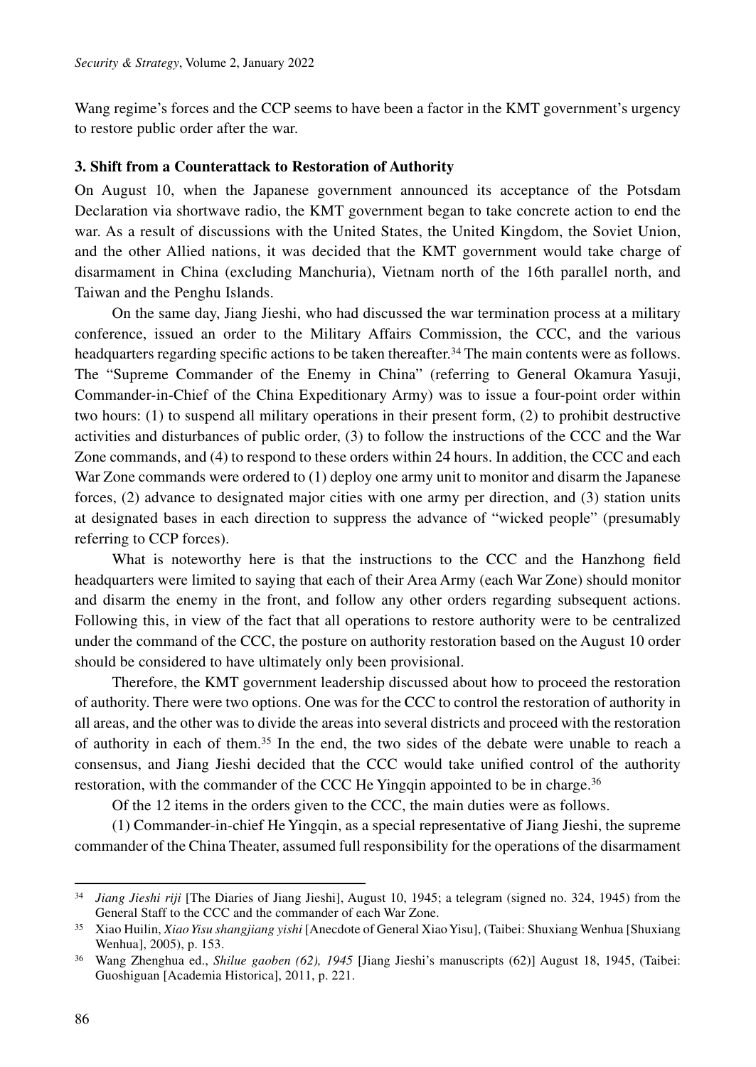Wang regime's forces and the CCP seems to have been a factor in the KMT government's urgency to restore public order after the war.

### 3. Shift from a Counterattack to Restoration of Authority

On August 10, when the Japanese government announced its acceptance of the Potsdam Declaration via shortwave radio, the KMT government began to take concrete action to end the war. As a result of discussions with the United States, the United Kingdom, the Soviet Union, and the other Allied nations, it was decided that the KMT government would take charge of disarmament in China (excluding Manchuria), Vietnam north of the 16th parallel north, and Taiwan and the Penghu Islands.

On the same day, Jiang Jieshi, who had discussed the war termination process at a military conference, issued an order to the Military Affairs Commission, the CCC, and the various headquarters regarding specific actions to be taken thereafter.[34] The main contents were as follows. The "Supreme Commander of the Enemy in China" (referring to General Okamura Yasuji, Commander-in-Chief of the China Expeditionary Army) was to issue a four-point order within two hours: (1) to suspend all military operations in their present form, (2) to prohibit destructive activities and disturbances of public order, (3) to follow the instructions of the CCC and the War Zone commands, and (4) to respond to these orders within 24 hours. In addition, the CCC and each War Zone commands were ordered to (1) deploy one army unit to monitor and disarm the Japanese forces, (2) advance to designated major cities with one army per direction, and (3) station units at designated bases in each direction to suppress the advance of "wicked people" (presumably referring to CCP forces).

What is noteworthy here is that the instructions to the CCC and the Hanzhong field headquarters were limited to saying that each of their Area Army (each War Zone) should monitor and disarm the enemy in the front, and follow any other orders regarding subsequent actions. Following this, in view of the fact that all operations to restore authority were to be centralized under the command of the CCC, the posture on authority restoration based on the August 10 order should be considered to have ultimately only been provisional.

Therefore, the KMT government leadership discussed about how to proceed the restoration of authority. There were two options. One was for the CCC to control the restoration of authority in all areas, and the other was to divide the areas into several districts and proceed with the restoration of authority in each of them.[35] In the end, the two sides of the debate were unable to reach a consensus, and Jiang Jieshi decided that the CCC would take unified control of the authority restoration, with the commander of the CCC He Yingqin appointed to be in charge.[36]

Of the 12 items in the orders given to the CCC, the main duties were as follows.

(1) Commander-in-chief He Yingqin, as a special representative of Jiang Jieshi, the supreme commander of the China Theater, assumed full responsibility for the operations of the disarmament

---

[34] *Jiang Jieshi riji* [The Diaries of Jiang Jieshi], August 10, 1945; a telegram (signed no. 324, 1945) from the General Staff to the CCC and the commander of each War Zone.

[35] Xiao Huilin, *Xiao Yisu shangjiang yishi* [Anecdote of General Xiao Yisu], (Taibei: Shuxiang Wenhua [Shuxiang Wenhua], 2005), p. 153.

[36] Wang Zhenghua ed., *Shilue gaoben (62), 1945* [Jiang Jieshi's manuscripts (62)] August 18, 1945, (Taibei: Guoshiguan [Academia Historica], 2011, p. 221.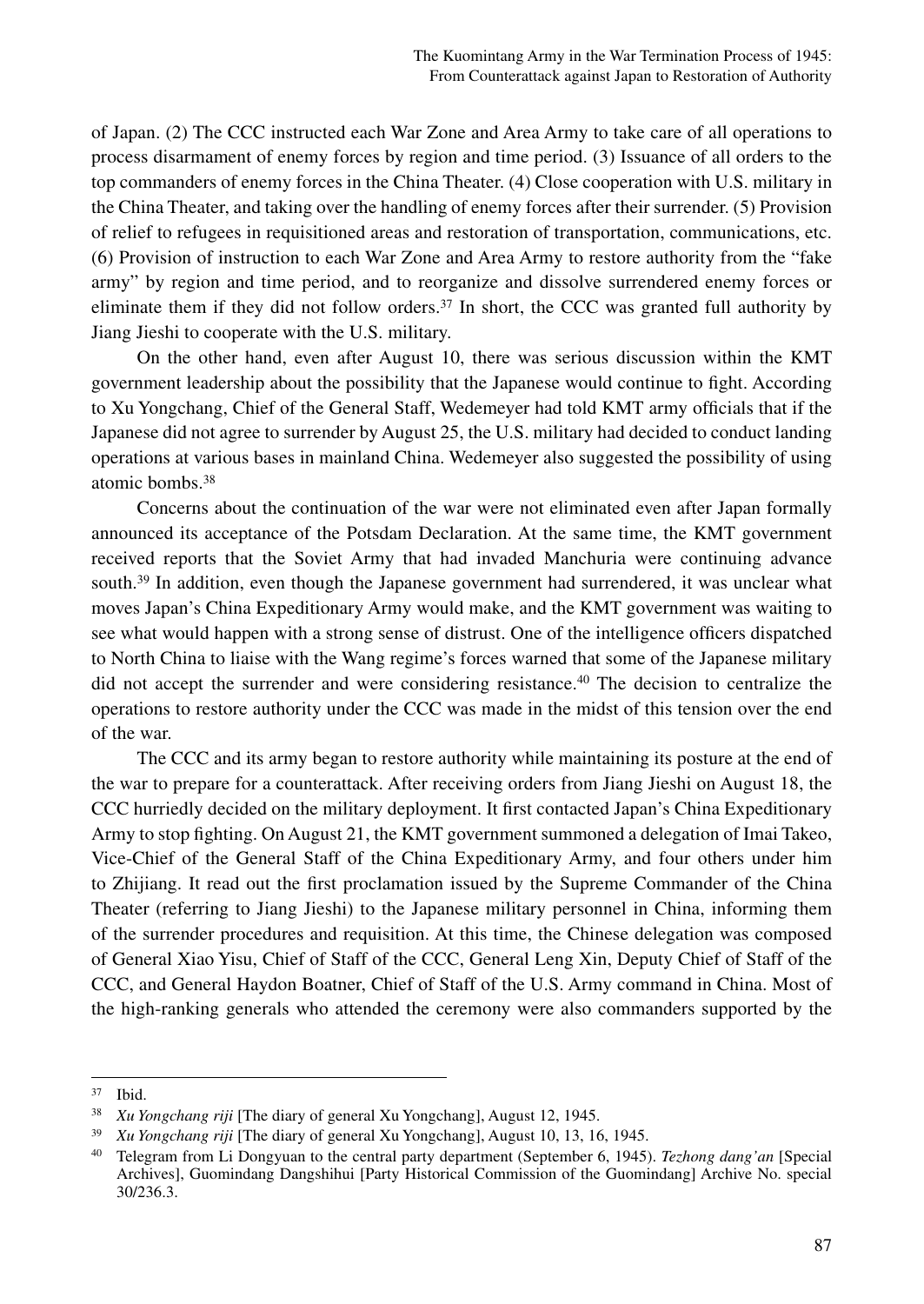of Japan. (2) The CCC instructed each War Zone and Area Army to take care of all operations to process disarmament of enemy forces by region and time period. (3) Issuance of all orders to the top commanders of enemy forces in the China Theater. (4) Close cooperation with U.S. military in the China Theater, and taking over the handling of enemy forces after their surrender. (5) Provision of relief to refugees in requisitioned areas and restoration of transportation, communications, etc. (6) Provision of instruction to each War Zone and Area Army to restore authority from the "fake army" by region and time period, and to reorganize and dissolve surrendered enemy forces or eliminate them if they did not follow orders.[37] In short, the CCC was granted full authority by Jiang Jieshi to cooperate with the U.S. military.

On the other hand, even after August 10, there was serious discussion within the KMT government leadership about the possibility that the Japanese would continue to fight. According to Xu Yongchang, Chief of the General Staff, Wedemeyer had told KMT army officials that if the Japanese did not agree to surrender by August 25, the U.S. military had decided to conduct landing operations at various bases in mainland China. Wedemeyer also suggested the possibility of using atomic bombs.[38]

Concerns about the continuation of the war were not eliminated even after Japan formally announced its acceptance of the Potsdam Declaration. At the same time, the KMT government received reports that the Soviet Army that had invaded Manchuria were continuing advance south.[39] In addition, even though the Japanese government had surrendered, it was unclear what moves Japan's China Expeditionary Army would make, and the KMT government was waiting to see what would happen with a strong sense of distrust. One of the intelligence officers dispatched to North China to liaise with the Wang regime's forces warned that some of the Japanese military did not accept the surrender and were considering resistance.[40] The decision to centralize the operations to restore authority under the CCC was made in the midst of this tension over the end of the war.

The CCC and its army began to restore authority while maintaining its posture at the end of the war to prepare for a counterattack. After receiving orders from Jiang Jieshi on August 18, the CCC hurriedly decided on the military deployment. It first contacted Japan's China Expeditionary Army to stop fighting. On August 21, the KMT government summoned a delegation of Imai Takeo, Vice-Chief of the General Staff of the China Expeditionary Army, and four others under him to Zhijiang. It read out the first proclamation issued by the Supreme Commander of the China Theater (referring to Jiang Jieshi) to the Japanese military personnel in China, informing them of the surrender procedures and requisition. At this time, the Chinese delegation was composed of General Xiao Yisu, Chief of Staff of the CCC, General Leng Xin, Deputy Chief of Staff of the CCC, and General Haydon Boatner, Chief of Staff of the U.S. Army command in China. Most of the high-ranking generals who attended the ceremony were also commanders supported by the

---

[37] Ibid.

[38] *Xu Yongchang riji* [The diary of general Xu Yongchang], August 12, 1945.

[39] *Xu Yongchang riji* [The diary of general Xu Yongchang], August 10, 13, 16, 1945.

[40] Telegram from Li Dongyuan to the central party department (September 6, 1945). *Tezhong dang'an* [Special Archives], Guomindang Dangshihui [Party Historical Commission of the Guomindang] Archive No. special 30/236.3.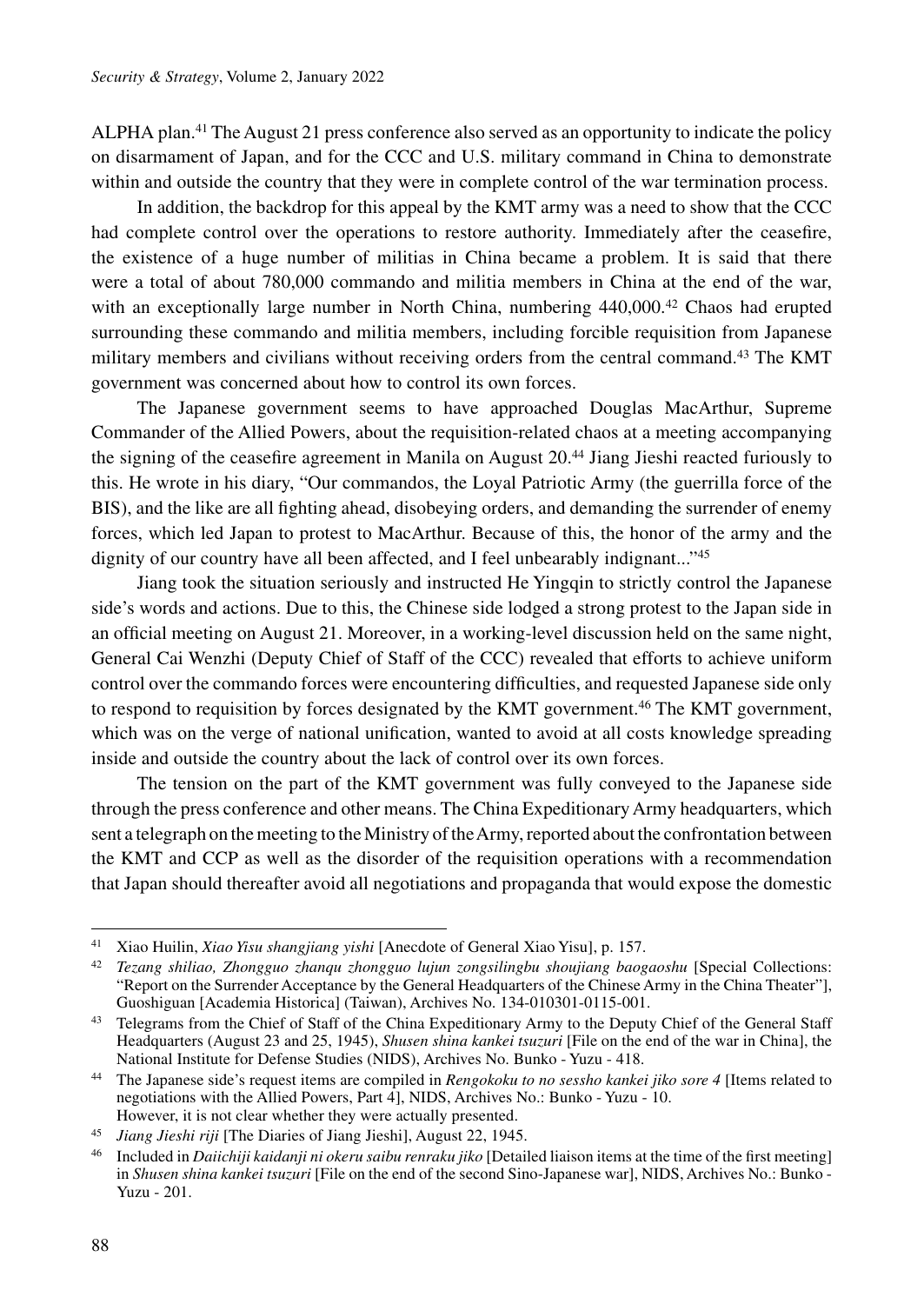ALPHA plan.[41] The August 21 press conference also served as an opportunity to indicate the policy on disarmament of Japan, and for the CCC and U.S. military command in China to demonstrate within and outside the country that they were in complete control of the war termination process.

In addition, the backdrop for this appeal by the KMT army was a need to show that the CCC had complete control over the operations to restore authority. Immediately after the ceasefire, the existence of a huge number of militias in China became a problem. It is said that there were a total of about 780,000 commando and militia members in China at the end of the war, with an exceptionally large number in North China, numbering 440,000.[42] Chaos had erupted surrounding these commando and militia members, including forcible requisition from Japanese military members and civilians without receiving orders from the central command.[43] The KMT government was concerned about how to control its own forces.

The Japanese government seems to have approached Douglas MacArthur, Supreme Commander of the Allied Powers, about the requisition-related chaos at a meeting accompanying the signing of the ceasefire agreement in Manila on August 20.[44] Jiang Jieshi reacted furiously to this. He wrote in his diary, "Our commandos, the Loyal Patriotic Army (the guerrilla force of the BIS), and the like are all fighting ahead, disobeying orders, and demanding the surrender of enemy forces, which led Japan to protest to MacArthur. Because of this, the honor of the army and the dignity of our country have all been affected, and I feel unbearably indignant..."[45]

Jiang took the situation seriously and instructed He Yingqin to strictly control the Japanese side's words and actions. Due to this, the Chinese side lodged a strong protest to the Japan side in an official meeting on August 21. Moreover, in a working-level discussion held on the same night, General Cai Wenzhi (Deputy Chief of Staff of the CCC) revealed that efforts to achieve uniform control over the commando forces were encountering difficulties, and requested Japanese side only to respond to requisition by forces designated by the KMT government.[46] The KMT government, which was on the verge of national unification, wanted to avoid at all costs knowledge spreading inside and outside the country about the lack of control over its own forces.

The tension on the part of the KMT government was fully conveyed to the Japanese side through the press conference and other means. The China Expeditionary Army headquarters, which sent a telegraph on the meeting to the Ministry of the Army, reported about the confrontation between the KMT and CCP as well as the disorder of the requisition operations with a recommendation that Japan should thereafter avoid all negotiations and propaganda that would expose the domestic

---

[41] Xiao Huilin, *Xiao Yisu shangjiang yishi* [Anecdote of General Xiao Yisu], p. 157.

[42] *Tezang shiliao, Zhongguo zhanqu zhongguo lujun zongsilingbu shoujiang baogaoshu* [Special Collections: "Report on the Surrender Acceptance by the General Headquarters of the Chinese Army in the China Theater"], Guoshiguan [Academia Historica] (Taiwan), Archives No. 134-010301-0115-001.

[43] Telegrams from the Chief of Staff of the China Expeditionary Army to the Deputy Chief of the General Staff Headquarters (August 23 and 25, 1945), *Shusen shina kankei tsuzuri* [File on the end of the war in China], the National Institute for Defense Studies (NIDS), Archives No. Bunko - Yuzu - 418.

[44] The Japanese side's request items are compiled in *Rengokoku to no sessho kankei jiko sore 4* [Items related to negotiations with the Allied Powers, Part 4], NIDS, Archives No.: Bunko - Yuzu - 10. However, it is not clear whether they were actually presented.

[45] *Jiang Jieshi riji* [The Diaries of Jiang Jieshi], August 22, 1945.

[46] Included in *Daiichiji kaidanji ni okeru saibu renraku jiko* [Detailed liaison items at the time of the first meeting] in *Shusen shina kankei tsuzuri* [File on the end of the second Sino-Japanese war], NIDS, Archives No.: Bunko - Yuzu - 201.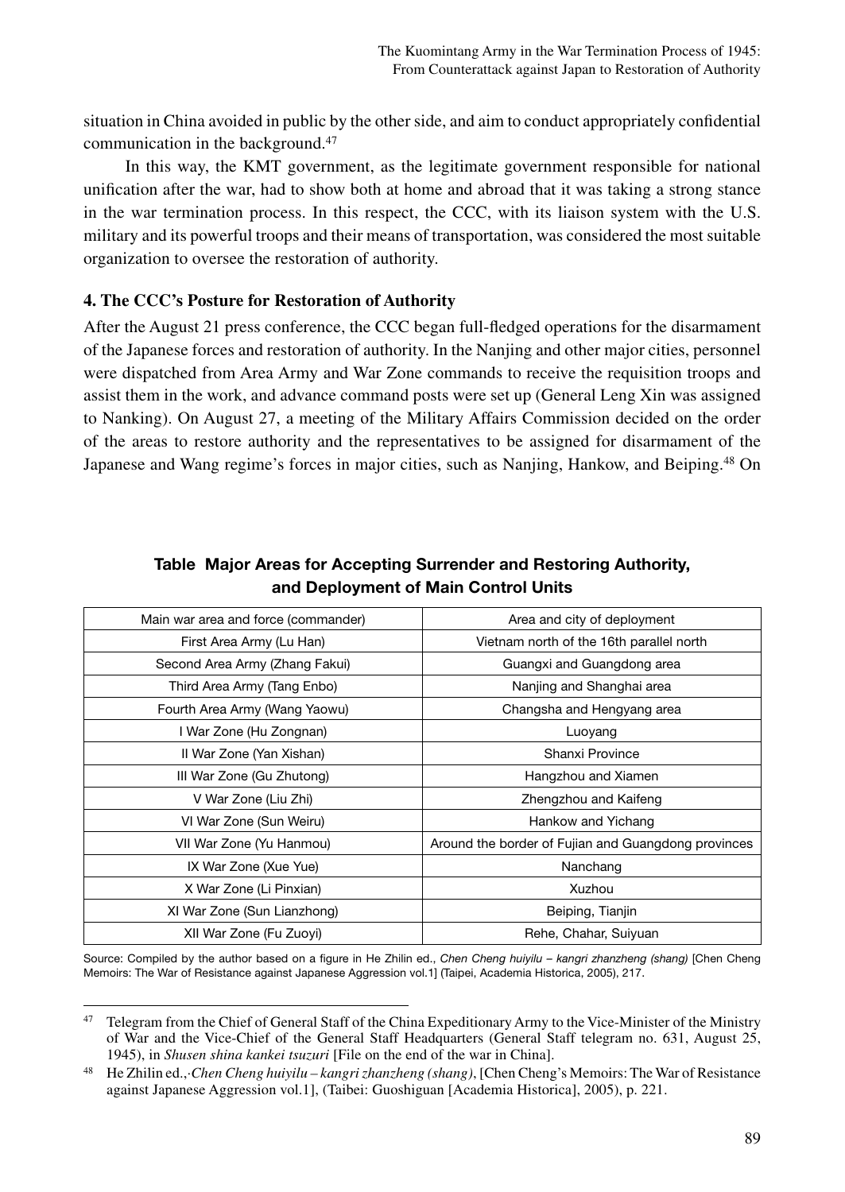situation in China avoided in public by the other side, and aim to conduct appropriately confidential communication in the background.[47]

In this way, the KMT government, as the legitimate government responsible for national unification after the war, had to show both at home and abroad that it was taking a strong stance in the war termination process. In this respect, the CCC, with its liaison system with the U.S. military and its powerful troops and their means of transportation, was considered the most suitable organization to oversee the restoration of authority.

### 4. The CCC's Posture for Restoration of Authority

After the August 21 press conference, the CCC began full-fledged operations for the disarmament of the Japanese forces and restoration of authority. In the Nanjing and other major cities, personnel were dispatched from Area Army and War Zone commands to receive the requisition troops and assist them in the work, and advance command posts were set up (General Leng Xin was assigned to Nanking). On August 27, a meeting of the Military Affairs Commission decided on the order of the areas to restore authority and the representatives to be assigned for disarmament of the Japanese and Wang regime's forces in major cities, such as Nanjing, Hankow, and Beiping.[48] On

**Table Major Areas for Accepting Surrender and Restoring Authority, and Deployment of Main Control Units**

| Main war area and force (commander) | Area and city of deployment |
|---|---|
| First Area Army (Lu Han) | Vietnam north of the 16th parallel north |
| Second Area Army (Zhang Fakui) | Guangxi and Guangdong area |
| Third Area Army (Tang Enbo) | Nanjing and Shanghai area |
| Fourth Area Army (Wang Yaowu) | Changsha and Hengyang area |
| I War Zone (Hu Zongnan) | Luoyang |
| II War Zone (Yan Xishan) | Shanxi Province |
| III War Zone (Gu Zhutong) | Hangzhou and Xiamen |
| V War Zone (Liu Zhi) | Zhengzhou and Kaifeng |
| VI War Zone (Sun Weiru) | Hankow and Yichang |
| VII War Zone (Yu Hanmou) | Around the border of Fujian and Guangdong provinces |
| IX War Zone (Xue Yue) | Nanchang |
| X War Zone (Li Pinxian) | Xuzhou |
| XI War Zone (Sun Lianzhong) | Beiping, Tianjin |
| XII War Zone (Fu Zuoyi) | Rehe, Chahar, Suiyuan |

Source: Compiled by the author based on a figure in He Zhilin ed., *Chen Cheng huiyilu – kangri zhanzheng (shang)* [Chen Cheng Memoirs: The War of Resistance against Japanese Aggression vol.1] (Taipei, Academia Historica, 2005), 217.

---

[47] Telegram from the Chief of General Staff of the China Expeditionary Army to the Vice-Minister of the Ministry of War and the Vice-Chief of the General Staff Headquarters (General Staff telegram no. 631, August 25, 1945), in *Shusen shina kankei tsuzuri* [File on the end of the war in China].

[48] He Zhilin ed.,·*Chen Cheng huiyilu – kangri zhanzheng (shang)*, [Chen Cheng's Memoirs: The War of Resistance against Japanese Aggression vol.1], (Taibei: Guoshiguan [Academia Historica], 2005), p. 221.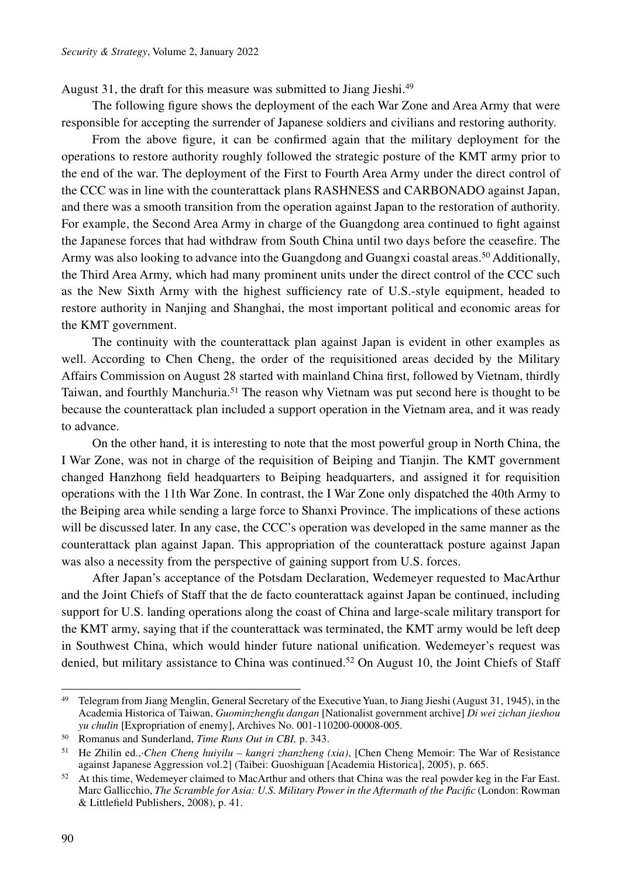August 31, the draft for this measure was submitted to Jiang Jieshi.[49]

The following figure shows the deployment of the each War Zone and Area Army that were responsible for accepting the surrender of Japanese soldiers and civilians and restoring authority.

From the above figure, it can be confirmed again that the military deployment for the operations to restore authority roughly followed the strategic posture of the KMT army prior to the end of the war. The deployment of the First to Fourth Area Army under the direct control of the CCC was in line with the counterattack plans RASHNESS and CARBONADO against Japan, and there was a smooth transition from the operation against Japan to the restoration of authority. For example, the Second Area Army in charge of the Guangdong area continued to fight against the Japanese forces that had withdraw from South China until two days before the ceasefire. The Army was also looking to advance into the Guangdong and Guangxi coastal areas.[50] Additionally, the Third Area Army, which had many prominent units under the direct control of the CCC such as the New Sixth Army with the highest sufficiency rate of U.S.-style equipment, headed to restore authority in Nanjing and Shanghai, the most important political and economic areas for the KMT government.

The continuity with the counterattack plan against Japan is evident in other examples as well. According to Chen Cheng, the order of the requisitioned areas decided by the Military Affairs Commission on August 28 started with mainland China first, followed by Vietnam, thirdly Taiwan, and fourthly Manchuria.[51] The reason why Vietnam was put second here is thought to be because the counterattack plan included a support operation in the Vietnam area, and it was ready to advance.

On the other hand, it is interesting to note that the most powerful group in North China, the I War Zone, was not in charge of the requisition of Beiping and Tianjin. The KMT government changed Hanzhong field headquarters to Beiping headquarters, and assigned it for requisition operations with the 11th War Zone. In contrast, the I War Zone only dispatched the 40th Army to the Beiping area while sending a large force to Shanxi Province. The implications of these actions will be discussed later. In any case, the CCC's operation was developed in the same manner as the counterattack plan against Japan. This appropriation of the counterattack posture against Japan was also a necessity from the perspective of gaining support from U.S. forces.

After Japan's acceptance of the Potsdam Declaration, Wedemeyer requested to MacArthur and the Joint Chiefs of Staff that the de facto counterattack against Japan be continued, including support for U.S. landing operations along the coast of China and large-scale military transport for the KMT army, saying that if the counterattack was terminated, the KMT army would be left deep in Southwest China, which would hinder future national unification. Wedemeyer's request was denied, but military assistance to China was continued.[52] On August 10, the Joint Chiefs of Staff

---

[49] Telegram from Jiang Menglin, General Secretary of the Executive Yuan, to Jiang Jieshi (August 31, 1945), in the Academia Historica of Taiwan, *Guominzhengfu dangan* [Nationalist government archive] *Di wei zichan jieshou yu chulin* [Expropriation of enemy], Archives No. 001-110200-00008-005.

[50] Romanus and Sunderland, *Time Runs Out in CBI,* p. 343.

[51] He Zhilin ed.,·*Chen Cheng huiyilu – kangri zhanzheng (xia)*, [Chen Cheng Memoir: The War of Resistance against Japanese Aggression vol.2] (Taibei: Guoshiguan [Academia Historica], 2005), p. 665.

[52] At this time, Wedemeyer claimed to MacArthur and others that China was the real powder keg in the Far East. Marc Gallicchio, *The Scramble for Asia: U.S. Military Power in the Aftermath of the Pacific* (London: Rowman & Littlefield Publishers, 2008), p. 41.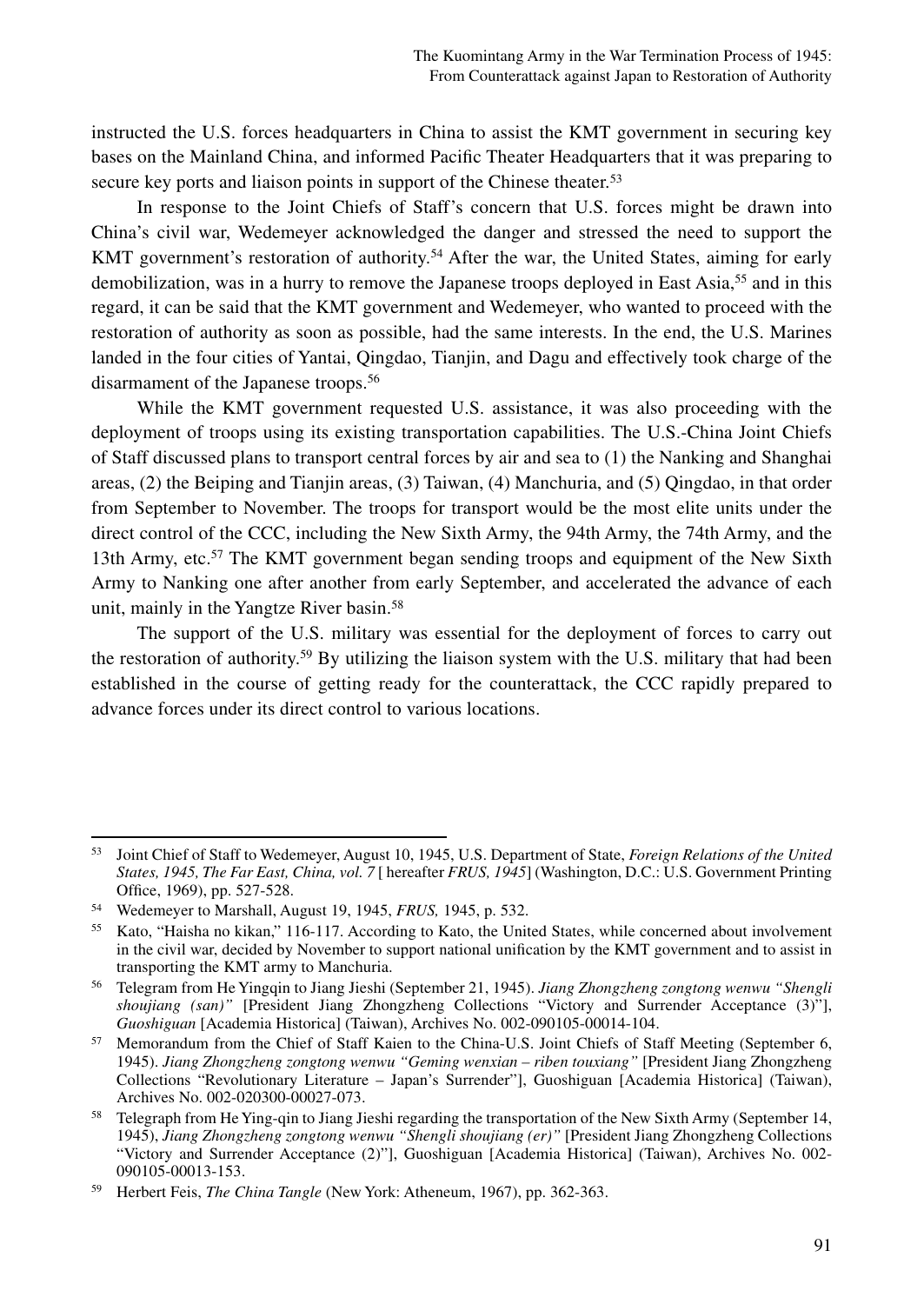instructed the U.S. forces headquarters in China to assist the KMT government in securing key bases on the Mainland China, and informed Pacific Theater Headquarters that it was preparing to secure key ports and liaison points in support of the Chinese theater.[53]

In response to the Joint Chiefs of Staff's concern that U.S. forces might be drawn into China's civil war, Wedemeyer acknowledged the danger and stressed the need to support the KMT government's restoration of authority.[54] After the war, the United States, aiming for early demobilization, was in a hurry to remove the Japanese troops deployed in East Asia,[55] and in this regard, it can be said that the KMT government and Wedemeyer, who wanted to proceed with the restoration of authority as soon as possible, had the same interests. In the end, the U.S. Marines landed in the four cities of Yantai, Qingdao, Tianjin, and Dagu and effectively took charge of the disarmament of the Japanese troops.[56]

While the KMT government requested U.S. assistance, it was also proceeding with the deployment of troops using its existing transportation capabilities. The U.S.-China Joint Chiefs of Staff discussed plans to transport central forces by air and sea to (1) the Nanking and Shanghai areas, (2) the Beiping and Tianjin areas, (3) Taiwan, (4) Manchuria, and (5) Qingdao, in that order from September to November. The troops for transport would be the most elite units under the direct control of the CCC, including the New Sixth Army, the 94th Army, the 74th Army, and the 13th Army, etc.[57] The KMT government began sending troops and equipment of the New Sixth Army to Nanking one after another from early September, and accelerated the advance of each unit, mainly in the Yangtze River basin.[58]

The support of the U.S. military was essential for the deployment of forces to carry out the restoration of authority.[59] By utilizing the liaison system with the U.S. military that had been established in the course of getting ready for the counterattack, the CCC rapidly prepared to advance forces under its direct control to various locations.

---

[53] Joint Chief of Staff to Wedemeyer, August 10, 1945, U.S. Department of State, *Foreign Relations of the United States, 1945, The Far East, China, vol. 7* [ hereafter *FRUS, 1945*] (Washington, D.C.: U.S. Government Printing Office, 1969), pp. 527-528.

[54] Wedemeyer to Marshall, August 19, 1945, *FRUS,* 1945, p. 532.

[55] Kato, "Haisha no kikan," 116-117. According to Kato, the United States, while concerned about involvement in the civil war, decided by November to support national unification by the KMT government and to assist in transporting the KMT army to Manchuria.

[56] Telegram from He Yingqin to Jiang Jieshi (September 21, 1945). *Jiang Zhongzheng zongtong wenwu "Shengli shoujiang (san)"* [President Jiang Zhongzheng Collections "Victory and Surrender Acceptance (3)"], *Guoshiguan* [Academia Historica] (Taiwan), Archives No. 002-090105-00014-104.

[57] Memorandum from the Chief of Staff Kaien to the China-U.S. Joint Chiefs of Staff Meeting (September 6, 1945). *Jiang Zhongzheng zongtong wenwu "Geming wenxian – riben touxiang"* [President Jiang Zhongzheng Collections "Revolutionary Literature – Japan's Surrender"], Guoshiguan [Academia Historica] (Taiwan), Archives No. 002-020300-00027-073.

[58] Telegraph from He Ying-qin to Jiang Jieshi regarding the transportation of the New Sixth Army (September 14, 1945), *Jiang Zhongzheng zongtong wenwu "Shengli shoujiang (er)"* [President Jiang Zhongzheng Collections "Victory and Surrender Acceptance (2)"], Guoshiguan [Academia Historica] (Taiwan), Archives No. 002-090105-00013-153.

[59] Herbert Feis, *The China Tangle* (New York: Atheneum, 1967), pp. 362-363.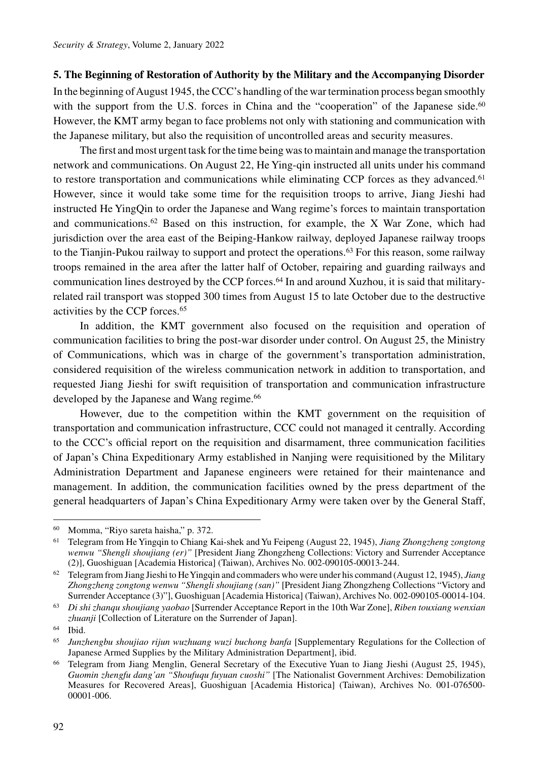**5. The Beginning of Restoration of Authority by the Military and the Accompanying Disorder**

In the beginning of August 1945, the CCC's handling of the war termination process began smoothly with the support from the U.S. forces in China and the "cooperation" of the Japanese side.[60] However, the KMT army began to face problems not only with stationing and communication with the Japanese military, but also the requisition of uncontrolled areas and security measures.

The first and most urgent task for the time being was to maintain and manage the transportation network and communications. On August 22, He Ying-qin instructed all units under his command to restore transportation and communications while eliminating CCP forces as they advanced.[61] However, since it would take some time for the requisition troops to arrive, Jiang Jieshi had instructed He YingQin to order the Japanese and Wang regime's forces to maintain transportation and communications.[62] Based on this instruction, for example, the X War Zone, which had jurisdiction over the area east of the Beiping-Hankow railway, deployed Japanese railway troops to the Tianjin-Pukou railway to support and protect the operations.[63] For this reason, some railway troops remained in the area after the latter half of October, repairing and guarding railways and communication lines destroyed by the CCP forces.[64] In and around Xuzhou, it is said that military-related rail transport was stopped 300 times from August 15 to late October due to the destructive activities by the CCP forces.[65]

In addition, the KMT government also focused on the requisition and operation of communication facilities to bring the post-war disorder under control. On August 25, the Ministry of Communications, which was in charge of the government's transportation administration, considered requisition of the wireless communication network in addition to transportation, and requested Jiang Jieshi for swift requisition of transportation and communication infrastructure developed by the Japanese and Wang regime.[66]

However, due to the competition within the KMT government on the requisition of transportation and communication infrastructure, CCC could not managed it centrally. According to the CCC's official report on the requisition and disarmament, three communication facilities of Japan's China Expeditionary Army established in Nanjing were requisitioned by the Military Administration Department and Japanese engineers were retained for their maintenance and management. In addition, the communication facilities owned by the press department of the general headquarters of Japan's China Expeditionary Army were taken over by the General Staff,

---

[60] Momma, "Riyo sareta haisha," p. 372.

[61] Telegram from He Yingqin to Chiang Kai-shek and Yu Feipeng (August 22, 1945), *Jiang Zhongzheng zongtong wenwu "Shengli shoujiang (er)"* [President Jiang Zhongzheng Collections: Victory and Surrender Acceptance (2)], Guoshiguan [Academia Historica] (Taiwan), Archives No. 002-090105-00013-244.

[62] Telegram from Jiang Jieshi to He Yingqin and commaders who were under his command (August 12, 1945), *Jiang Zhongzheng zongtong wenwu "Shengli shoujiang (san)"* [President Jiang Zhongzheng Collections "Victory and Surrender Acceptance (3)"], Guoshiguan [Academia Historica] (Taiwan), Archives No. 002-090105-00014-104.

[63] *Di shi zhanqu shoujiang yaobao* [Surrender Acceptance Report in the 10th War Zone], *Riben touxiang wenxian zhuanji* [Collection of Literature on the Surrender of Japan].

[64] Ibid.

[65] *Junzhengbu shoujiao rijun wuzhuang wuzi buchong banfa* [Supplementary Regulations for the Collection of Japanese Armed Supplies by the Military Administration Department], ibid.

[66] Telegram from Jiang Menglin, General Secretary of the Executive Yuan to Jiang Jieshi (August 25, 1945), *Guomin zhengfu dang'an "Shoufuqu fuyuan cuoshi"* [The Nationalist Government Archives: Demobilization Measures for Recovered Areas], Guoshiguan [Academia Historica] (Taiwan), Archives No. 001-076500-00001-006.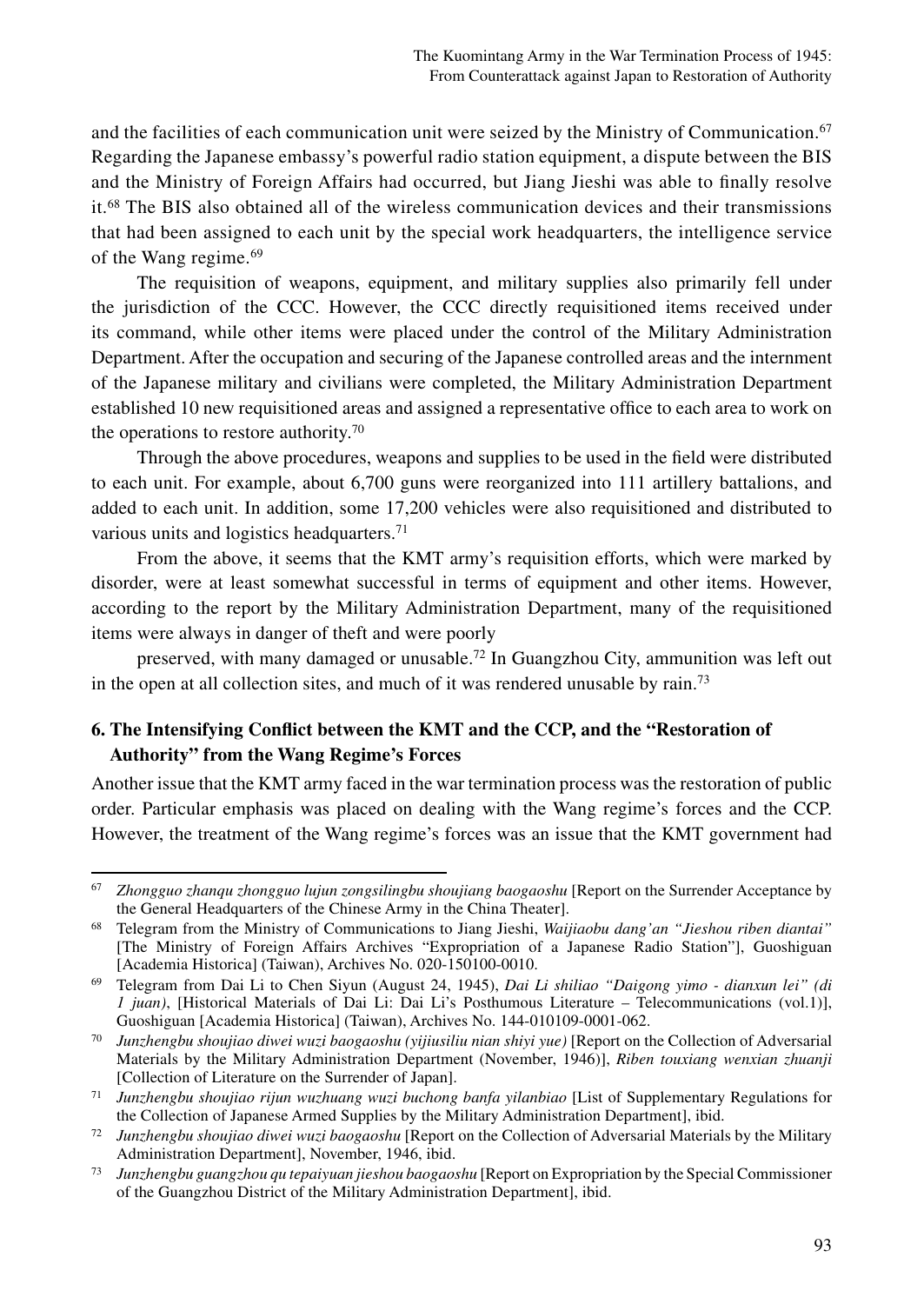and the facilities of each communication unit were seized by the Ministry of Communication.[67] Regarding the Japanese embassy's powerful radio station equipment, a dispute between the BIS and the Ministry of Foreign Affairs had occurred, but Jiang Jieshi was able to finally resolve it.[68] The BIS also obtained all of the wireless communication devices and their transmissions that had been assigned to each unit by the special work headquarters, the intelligence service of the Wang regime.[69]

The requisition of weapons, equipment, and military supplies also primarily fell under the jurisdiction of the CCC. However, the CCC directly requisitioned items received under its command, while other items were placed under the control of the Military Administration Department. After the occupation and securing of the Japanese controlled areas and the internment of the Japanese military and civilians were completed, the Military Administration Department established 10 new requisitioned areas and assigned a representative office to each area to work on the operations to restore authority.[70]

Through the above procedures, weapons and supplies to be used in the field were distributed to each unit. For example, about 6,700 guns were reorganized into 111 artillery battalions, and added to each unit. In addition, some 17,200 vehicles were also requisitioned and distributed to various units and logistics headquarters.[71]

From the above, it seems that the KMT army's requisition efforts, which were marked by disorder, were at least somewhat successful in terms of equipment and other items. However, according to the report by the Military Administration Department, many of the requisitioned items were always in danger of theft and were poorly

preserved, with many damaged or unusable.[72] In Guangzhou City, ammunition was left out in the open at all collection sites, and much of it was rendered unusable by rain.[73]

### 6. The Intensifying Conflict between the KMT and the CCP, and the "Restoration of Authority" from the Wang Regime's Forces

Another issue that the KMT army faced in the war termination process was the restoration of public order. Particular emphasis was placed on dealing with the Wang regime's forces and the CCP. However, the treatment of the Wang regime's forces was an issue that the KMT government had

---

[67] *Zhongguo zhanqu zhongguo lujun zongsilingbu shoujiang baogaoshu* [Report on the Surrender Acceptance by the General Headquarters of the Chinese Army in the China Theater].

[68] Telegram from the Ministry of Communications to Jiang Jieshi, *Waijiaobu dang'an "Jieshou riben diantai"* [The Ministry of Foreign Affairs Archives "Expropriation of a Japanese Radio Station"], Guoshiguan [Academia Historica] (Taiwan), Archives No. 020-150100-0010.

[69] Telegram from Dai Li to Chen Siyun (August 24, 1945), *Dai Li shiliao "Daigong yimo - dianxun lei" (di 1 juan)*, [Historical Materials of Dai Li: Dai Li's Posthumous Literature – Telecommunications (vol.1)], Guoshiguan [Academia Historica] (Taiwan), Archives No. 144-010109-0001-062.

[70] *Junzhengbu shoujiao diwei wuzi baogaoshu (yijiusiliu nian shiyi yue)* [Report on the Collection of Adversarial Materials by the Military Administration Department (November, 1946)], *Riben touxiang wenxian zhuanji* [Collection of Literature on the Surrender of Japan].

[71] *Junzhengbu shoujiao rijun wuzhuang wuzi buchong banfa yilanbiao* [List of Supplementary Regulations for the Collection of Japanese Armed Supplies by the Military Administration Department], ibid.

[72] *Junzhengbu shoujiao diwei wuzi baogaoshu* [Report on the Collection of Adversarial Materials by the Military Administration Department], November, 1946, ibid.

[73] *Junzhengbu guangzhou qu tepaiyuan jieshou baogaoshu* [Report on Expropriation by the Special Commissioner of the Guangzhou District of the Military Administration Department], ibid.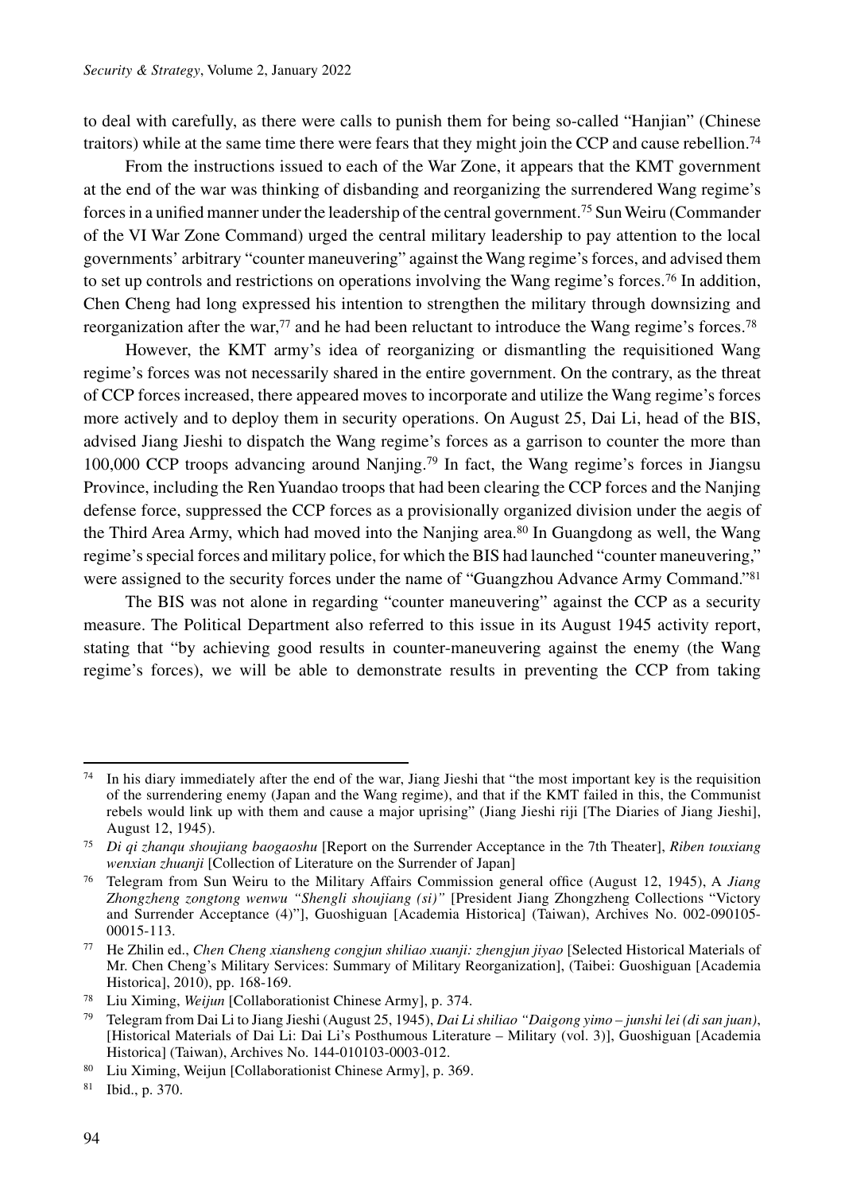to deal with carefully, as there were calls to punish them for being so-called "Hanjian" (Chinese traitors) while at the same time there were fears that they might join the CCP and cause rebellion.[74]

From the instructions issued to each of the War Zone, it appears that the KMT government at the end of the war was thinking of disbanding and reorganizing the surrendered Wang regime's forces in a unified manner under the leadership of the central government.[75] Sun Weiru (Commander of the VI War Zone Command) urged the central military leadership to pay attention to the local governments' arbitrary "counter maneuvering" against the Wang regime's forces, and advised them to set up controls and restrictions on operations involving the Wang regime's forces.[76] In addition, Chen Cheng had long expressed his intention to strengthen the military through downsizing and reorganization after the war,[77] and he had been reluctant to introduce the Wang regime's forces.[78]

However, the KMT army's idea of reorganizing or dismantling the requisitioned Wang regime's forces was not necessarily shared in the entire government. On the contrary, as the threat of CCP forces increased, there appeared moves to incorporate and utilize the Wang regime's forces more actively and to deploy them in security operations. On August 25, Dai Li, head of the BIS, advised Jiang Jieshi to dispatch the Wang regime's forces as a garrison to counter the more than 100,000 CCP troops advancing around Nanjing.[79] In fact, the Wang regime's forces in Jiangsu Province, including the Ren Yuandao troops that had been clearing the CCP forces and the Nanjing defense force, suppressed the CCP forces as a provisionally organized division under the aegis of the Third Area Army, which had moved into the Nanjing area.[80] In Guangdong as well, the Wang regime's special forces and military police, for which the BIS had launched "counter maneuvering," were assigned to the security forces under the name of "Guangzhou Advance Army Command."[81]

The BIS was not alone in regarding "counter maneuvering" against the CCP as a security measure. The Political Department also referred to this issue in its August 1945 activity report, stating that "by achieving good results in counter-maneuvering against the enemy (the Wang regime's forces), we will be able to demonstrate results in preventing the CCP from taking

---

[74] In his diary immediately after the end of the war, Jiang Jieshi that "the most important key is the requisition of the surrendering enemy (Japan and the Wang regime), and that if the KMT failed in this, the Communist rebels would link up with them and cause a major uprising" (Jiang Jieshi riji [The Diaries of Jiang Jieshi], August 12, 1945).

[75] *Di qi zhanqu shoujiang baogaoshu* [Report on the Surrender Acceptance in the 7th Theater], *Riben touxiang wenxian zhuanji* [Collection of Literature on the Surrender of Japan]

[76] Telegram from Sun Weiru to the Military Affairs Commission general office (August 12, 1945), A *Jiang Zhongzheng zongtong wenwu "Shengli shoujiang (si)"* [President Jiang Zhongzheng Collections "Victory and Surrender Acceptance (4)"], Guoshiguan [Academia Historica] (Taiwan), Archives No. 002-090105-00015-113.

[77] He Zhilin ed., *Chen Cheng xiansheng congjun shiliao xuanji: zhengjun jiyao* [Selected Historical Materials of Mr. Chen Cheng's Military Services: Summary of Military Reorganization], (Taibei: Guoshiguan [Academia Historica], 2010), pp. 168-169.

[78] Liu Ximing, *Weijun* [Collaborationist Chinese Army], p. 374.

[79] Telegram from Dai Li to Jiang Jieshi (August 25, 1945), *Dai Li shiliao "Daigong yimo – junshi lei (di san juan)*, [Historical Materials of Dai Li: Dai Li's Posthumous Literature – Military (vol. 3)], Guoshiguan [Academia Historica] (Taiwan), Archives No. 144-010103-0003-012.

[80] Liu Ximing, Weijun [Collaborationist Chinese Army], p. 369.

[81] Ibid., p. 370.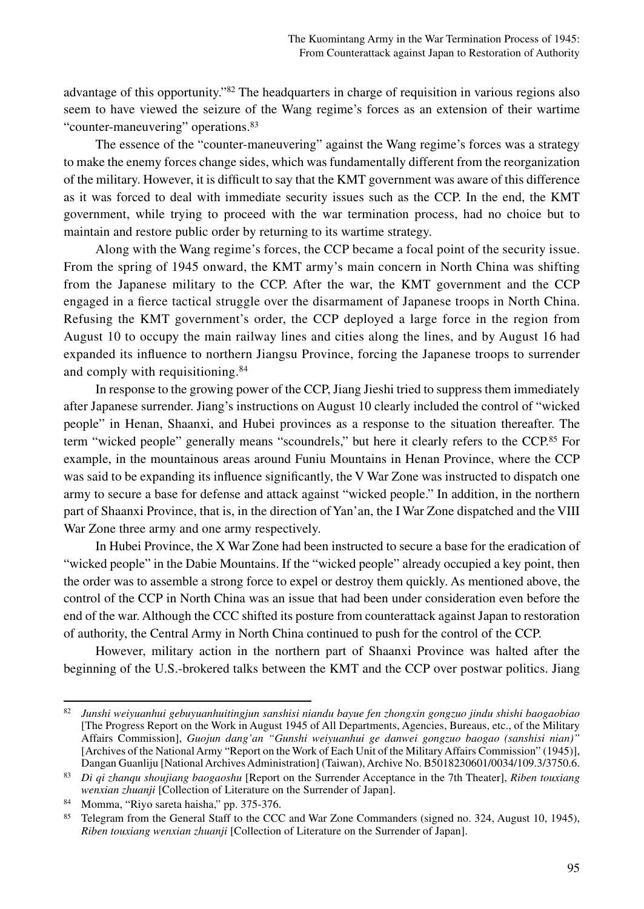advantage of this opportunity."[82] The headquarters in charge of requisition in various regions also seem to have viewed the seizure of the Wang regime's forces as an extension of their wartime "counter-maneuvering" operations.[83]

The essence of the "counter-maneuvering" against the Wang regime's forces was a strategy to make the enemy forces change sides, which was fundamentally different from the reorganization of the military. However, it is difficult to say that the KMT government was aware of this difference as it was forced to deal with immediate security issues such as the CCP. In the end, the KMT government, while trying to proceed with the war termination process, had no choice but to maintain and restore public order by returning to its wartime strategy.

Along with the Wang regime's forces, the CCP became a focal point of the security issue. From the spring of 1945 onward, the KMT army's main concern in North China was shifting from the Japanese military to the CCP. After the war, the KMT government and the CCP engaged in a fierce tactical struggle over the disarmament of Japanese troops in North China. Refusing the KMT government's order, the CCP deployed a large force in the region from August 10 to occupy the main railway lines and cities along the lines, and by August 16 had expanded its influence to northern Jiangsu Province, forcing the Japanese troops to surrender and comply with requisitioning.[84]

In response to the growing power of the CCP, Jiang Jieshi tried to suppress them immediately after Japanese surrender. Jiang's instructions on August 10 clearly included the control of "wicked people" in Henan, Shaanxi, and Hubei provinces as a response to the situation thereafter. The term "wicked people" generally means "scoundrels," but here it clearly refers to the CCP.[85] For example, in the mountainous areas around Funiu Mountains in Henan Province, where the CCP was said to be expanding its influence significantly, the V War Zone was instructed to dispatch one army to secure a base for defense and attack against "wicked people." In addition, in the northern part of Shaanxi Province, that is, in the direction of Yan'an, the I War Zone dispatched and the VIII War Zone three army and one army respectively.

In Hubei Province, the X War Zone had been instructed to secure a base for the eradication of "wicked people" in the Dabie Mountains. If the "wicked people" already occupied a key point, then the order was to assemble a strong force to expel or destroy them quickly. As mentioned above, the control of the CCP in North China was an issue that had been under consideration even before the end of the war. Although the CCC shifted its posture from counterattack against Japan to restoration of authority, the Central Army in North China continued to push for the control of the CCP.

However, military action in the northern part of Shaanxi Province was halted after the beginning of the U.S.-brokered talks between the KMT and the CCP over postwar politics. Jiang

---

[82] *Junshi weiyuanhui gebuyuanhuitingjun sanshisi niandu bayue fen zhongxin gongzuo jindu shishi baogaobiao* [The Progress Report on the Work in August 1945 of All Departments, Agencies, Bureaus, etc., of the Military Affairs Commission], *Guojun dang'an "Gunshi weiyuanhui ge danwei gongzuo baogao (sanshisi nian)"* [Archives of the National Army "Report on the Work of Each Unit of the Military Affairs Commission" (1945)], Dangan Guanliju [National Archives Administration] (Taiwan), Archive No. B5018230601/0034/109.3/3750.6.

[83] *Di qi zhanqu shoujiang baogaoshu* [Report on the Surrender Acceptance in the 7th Theater], *Riben touxiang wenxian zhuanji* [Collection of Literature on the Surrender of Japan].

[84] Momma, "Riyo sareta haisha," pp. 375-376.

[85] Telegram from the General Staff to the CCC and War Zone Commanders (signed no. 324, August 10, 1945), *Riben touxiang wenxian zhuanji* [Collection of Literature on the Surrender of Japan].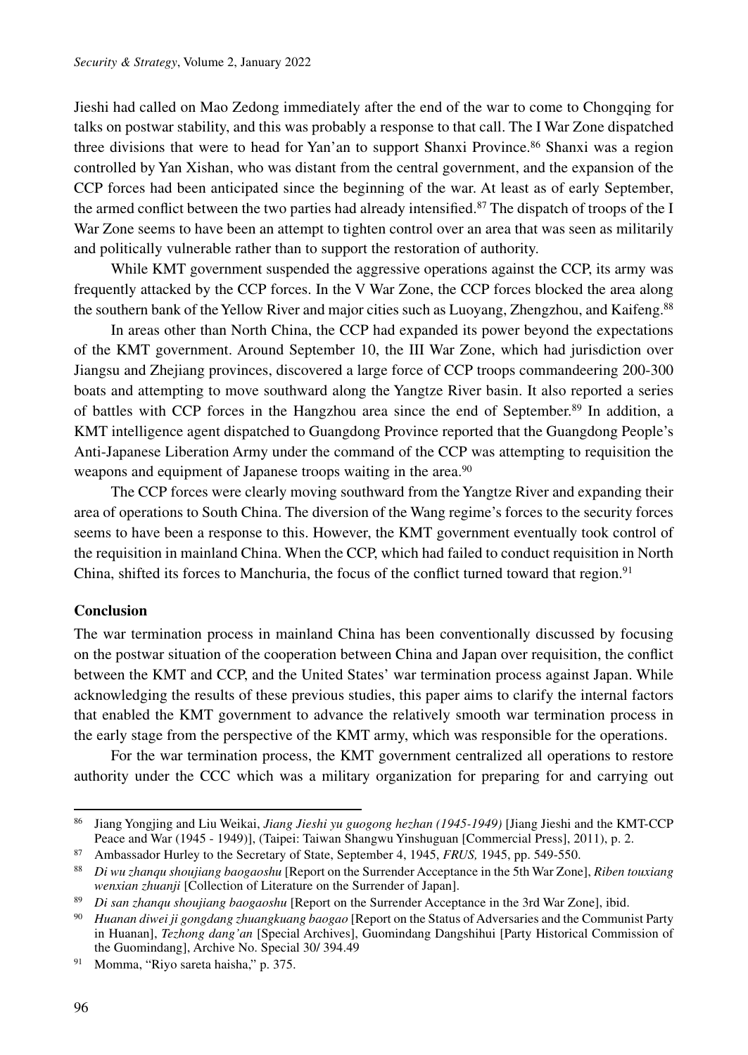Jieshi had called on Mao Zedong immediately after the end of the war to come to Chongqing for talks on postwar stability, and this was probably a response to that call. The I War Zone dispatched three divisions that were to head for Yan'an to support Shanxi Province.[86] Shanxi was a region controlled by Yan Xishan, who was distant from the central government, and the expansion of the CCP forces had been anticipated since the beginning of the war. At least as of early September, the armed conflict between the two parties had already intensified.[87] The dispatch of troops of the I War Zone seems to have been an attempt to tighten control over an area that was seen as militarily and politically vulnerable rather than to support the restoration of authority.

While KMT government suspended the aggressive operations against the CCP, its army was frequently attacked by the CCP forces. In the V War Zone, the CCP forces blocked the area along the southern bank of the Yellow River and major cities such as Luoyang, Zhengzhou, and Kaifeng.[88]

In areas other than North China, the CCP had expanded its power beyond the expectations of the KMT government. Around September 10, the III War Zone, which had jurisdiction over Jiangsu and Zhejiang provinces, discovered a large force of CCP troops commandeering 200-300 boats and attempting to move southward along the Yangtze River basin. It also reported a series of battles with CCP forces in the Hangzhou area since the end of September.[89] In addition, a KMT intelligence agent dispatched to Guangdong Province reported that the Guangdong People's Anti-Japanese Liberation Army under the command of the CCP was attempting to requisition the weapons and equipment of Japanese troops waiting in the area.[90]

The CCP forces were clearly moving southward from the Yangtze River and expanding their area of operations to South China. The diversion of the Wang regime's forces to the security forces seems to have been a response to this. However, the KMT government eventually took control of the requisition in mainland China. When the CCP, which had failed to conduct requisition in North China, shifted its forces to Manchuria, the focus of the conflict turned toward that region.[91]

## Conclusion

The war termination process in mainland China has been conventionally discussed by focusing on the postwar situation of the cooperation between China and Japan over requisition, the conflict between the KMT and CCP, and the United States' war termination process against Japan. While acknowledging the results of these previous studies, this paper aims to clarify the internal factors that enabled the KMT government to advance the relatively smooth war termination process in the early stage from the perspective of the KMT army, which was responsible for the operations.

For the war termination process, the KMT government centralized all operations to restore authority under the CCC which was a military organization for preparing for and carrying out

---

[86] Jiang Yongjing and Liu Weikai, *Jiang Jieshi yu guogong hezhan (1945-1949)* [Jiang Jieshi and the KMT-CCP Peace and War (1945 - 1949)], (Taipei: Taiwan Shangwu Yinshuguan [Commercial Press], 2011), p. 2.

[87] Ambassador Hurley to the Secretary of State, September 4, 1945, *FRUS,* 1945, pp. 549-550.

[88] *Di wu zhanqu shoujiang baogaoshu* [Report on the Surrender Acceptance in the 5th War Zone], *Riben touxiang wenxian zhuanji* [Collection of Literature on the Surrender of Japan].

[89] *Di san zhanqu shoujiang baogaoshu* [Report on the Surrender Acceptance in the 3rd War Zone], ibid.

[90] *Huanan diwei ji gongdang zhuangkuang baogao* [Report on the Status of Adversaries and the Communist Party in Huanan], *Tezhong dang'an* [Special Archives], Guomindang Dangshihui [Party Historical Commission of the Guomindang], Archive No. Special 30/ 394.49

[91] Momma, "Riyo sareta haisha," p. 375.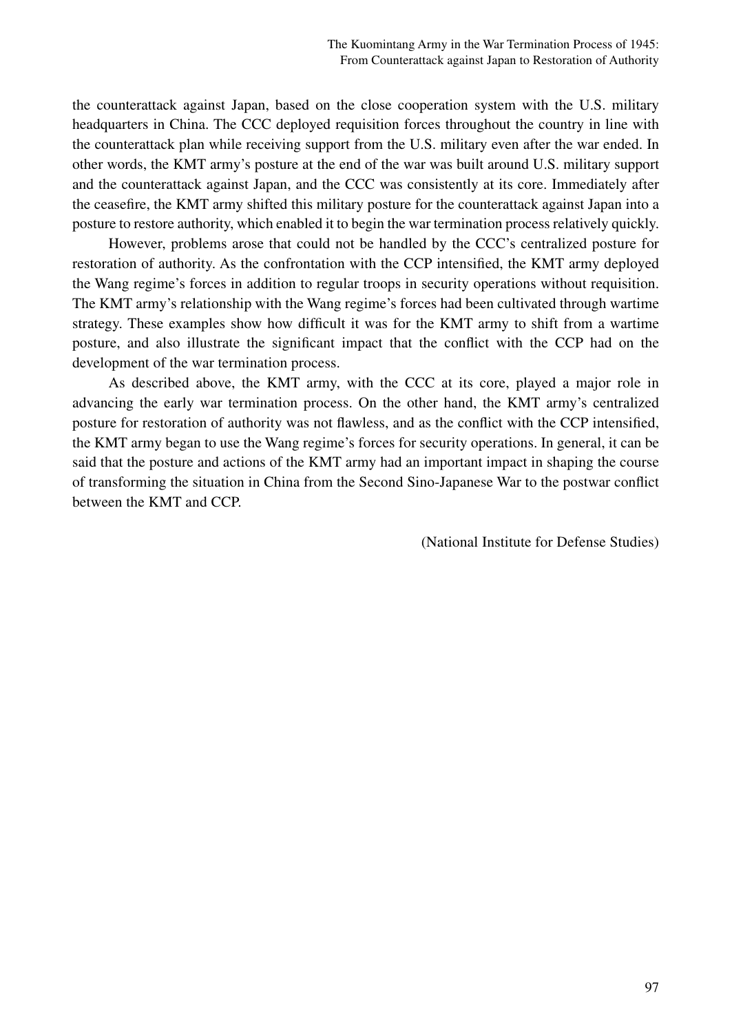the counterattack against Japan, based on the close cooperation system with the U.S. military headquarters in China. The CCC deployed requisition forces throughout the country in line with the counterattack plan while receiving support from the U.S. military even after the war ended. In other words, the KMT army's posture at the end of the war was built around U.S. military support and the counterattack against Japan, and the CCC was consistently at its core. Immediately after the ceasefire, the KMT army shifted this military posture for the counterattack against Japan into a posture to restore authority, which enabled it to begin the war termination process relatively quickly.

However, problems arose that could not be handled by the CCC's centralized posture for restoration of authority. As the confrontation with the CCP intensified, the KMT army deployed the Wang regime's forces in addition to regular troops in security operations without requisition. The KMT army's relationship with the Wang regime's forces had been cultivated through wartime strategy. These examples show how difficult it was for the KMT army to shift from a wartime posture, and also illustrate the significant impact that the conflict with the CCP had on the development of the war termination process.

As described above, the KMT army, with the CCC at its core, played a major role in advancing the early war termination process. On the other hand, the KMT army's centralized posture for restoration of authority was not flawless, and as the conflict with the CCP intensified, the KMT army began to use the Wang regime's forces for security operations. In general, it can be said that the posture and actions of the KMT army had an important impact in shaping the course of transforming the situation in China from the Second Sino-Japanese War to the postwar conflict between the KMT and CCP.

(National Institute for Defense Studies)